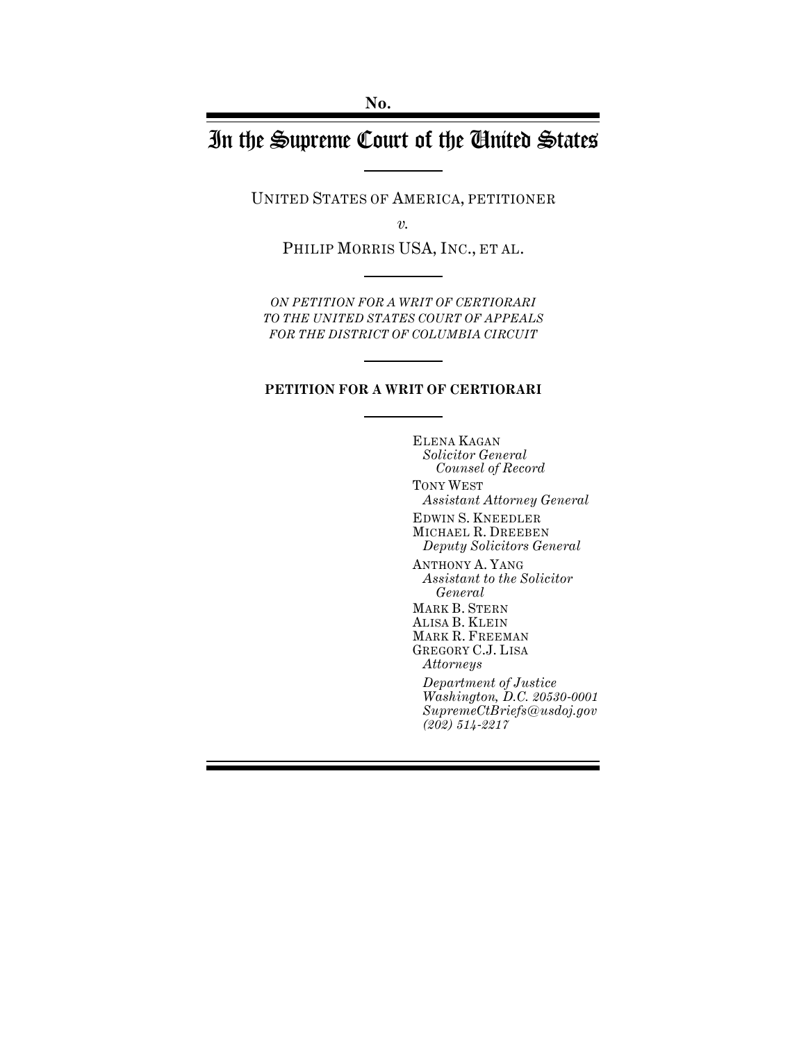No.

# In the Supreme Court of the United States

UNITED STATES OF AMERICA, PETITIONER

*v.*

PHILIP MORRIS USA, INC., ET AL.

*ON PETITION FOR A WRIT OF CERTIORARI TO THE UNITED STATES COURT OF APPEALS FOR THE DISTRICT OF COLUMBIA CIRCUIT*

**PETITION FOR A WRIT OF CERTIORARI**

ELENA KAGAN
*Solicitor General*
*Counsel of Record*

TONY WEST
*Assistant Attorney General*

EDWIN S. KNEEDLER
MICHAEL R. DREEBEN
*Deputy Solicitors General*

ANTHONY A. YANG
*Assistant to the Solicitor General*

MARK B. STERN
ALISA B. KLEIN
MARK R. FREEMAN
GREGORY C.J. LISA
*Attorneys*

*Department of Justice*
*Washington, D.C. 20530-0001*
*SupremeCtBriefs@usdoj.gov*
*(202) 514-2217*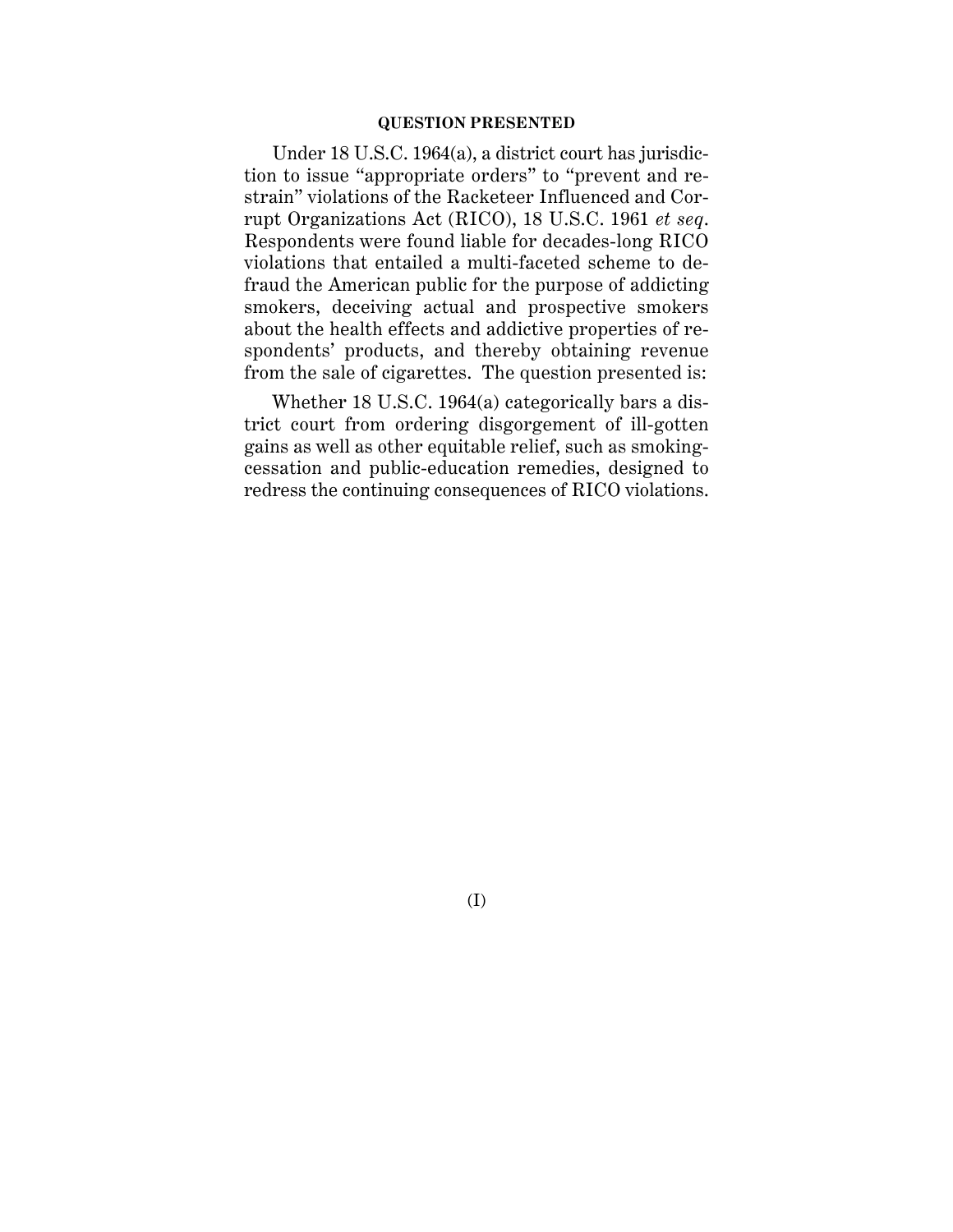**QUESTION PRESENTED**

Under 18 U.S.C. 1964(a), a district court has jurisdiction to issue "appropriate orders" to "prevent and restrain" violations of the Racketeer Influenced and Corrupt Organizations Act (RICO), 18 U.S.C. 1961 *et seq*. Respondents were found liable for decades-long RICO violations that entailed a multi-faceted scheme to defraud the American public for the purpose of addicting smokers, deceiving actual and prospective smokers about the health effects and addictive properties of respondents' products, and thereby obtaining revenue from the sale of cigarettes. The question presented is:

Whether 18 U.S.C. 1964(a) categorically bars a district court from ordering disgorgement of ill-gotten gains as well as other equitable relief, such as smoking-cessation and public-education remedies, designed to redress the continuing consequences of RICO violations.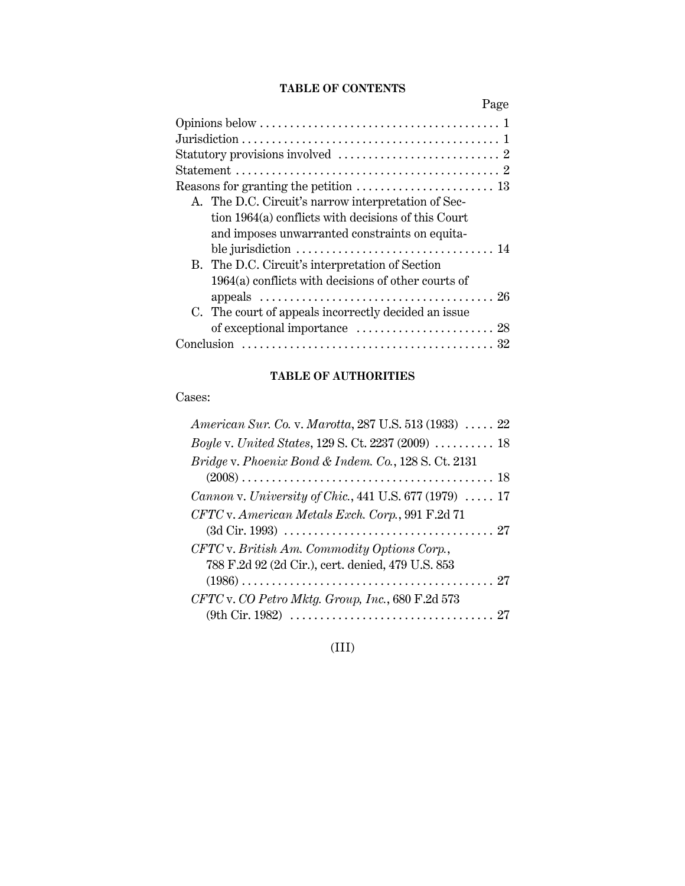## TABLE OF CONTENTS

| | Page |
|---|---|
| Opinions below | 1 |
| Jurisdiction | 1 |
| Statutory provisions involved | 2 |
| Statement | 2 |
| Reasons for granting the petition | 13 |
| A. The D.C. Circuit's narrow interpretation of Section 1964(a) conflicts with decisions of this Court and imposes unwarranted constraints on equitable jurisdiction | 14 |
| B. The D.C. Circuit's interpretation of Section 1964(a) conflicts with decisions of other courts of appeals | 26 |
| C. The court of appeals incorrectly decided an issue of exceptional importance | 28 |
| Conclusion | 32 |

## TABLE OF AUTHORITIES

Cases:

| | |
|---|---|
| *American Sur. Co.* v. *Marotta*, 287 U.S. 513 (1933) | 22 |
| *Boyle* v. *United States*, 129 S. Ct. 2237 (2009) | 18 |
| *Bridge* v. *Phoenix Bond & Indem. Co.*, 128 S. Ct. 2131 (2008) | 18 |
| *Cannon* v. *University of Chic.*, 441 U.S. 677 (1979) | 17 |
| *CFTC* v. *American Metals Exch. Corp.*, 991 F.2d 71 (3d Cir. 1993) | 27 |
| *CFTC* v. *British Am. Commodity Options Corp.*, 788 F.2d 92 (2d Cir.), cert. denied, 479 U.S. 853 (1986) | 27 |
| *CFTC* v. *CO Petro Mktg. Group, Inc.*, 680 F.2d 573 (9th Cir. 1982) | 27 |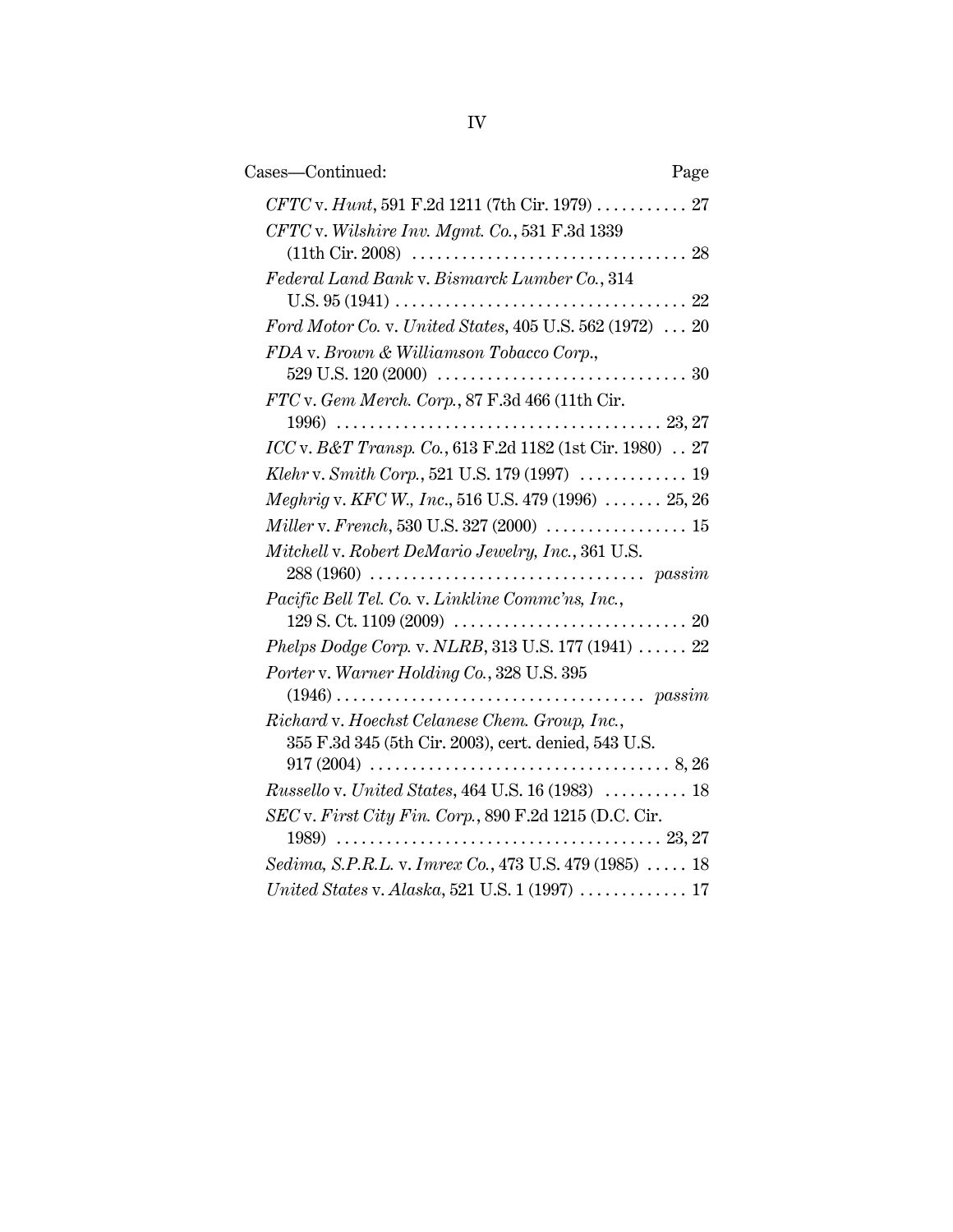Cases—Continued: Page

*CFTC* v. *Hunt*, 591 F.2d 1211 (7th Cir. 1979) . . . . . . . . . . . 27

*CFTC* v. *Wilshire Inv. Mgmt. Co.*, 531 F.3d 1339 (11th Cir. 2008) . . . . . . . . . . . . . . . . . . . . . . . . . . . . . . . . . 28

*Federal Land Bank* v. *Bismarck Lumber Co.*, 314 U.S. 95 (1941) . . . . . . . . . . . . . . . . . . . . . . . . . . . . . . . . . . . 22

*Ford Motor Co.* v. *United States*, 405 U.S. 562 (1972) . . . 20

*FDA* v. *Brown & Williamson Tobacco Corp.*, 529 U.S. 120 (2000) . . . . . . . . . . . . . . . . . . . . . . . . . . . . . . 30

*FTC* v. *Gem Merch. Corp.*, 87 F.3d 466 (11th Cir. 1996) . . . . . . . . . . . . . . . . . . . . . . . . . . . . . . . . . . . . . . . 23, 27

*ICC* v. *B&T Transp. Co.*, 613 F.2d 1182 (1st Cir. 1980) . . 27

*Klehr* v. *Smith Corp.*, 521 U.S. 179 (1997) . . . . . . . . . . . . . 19

*Meghrig* v. *KFC W., Inc.*, 516 U.S. 479 (1996) . . . . . . . 25, 26

*Miller* v. *French*, 530 U.S. 327 (2000) . . . . . . . . . . . . . . . . . 15

*Mitchell* v. *Robert DeMario Jewelry, Inc.*, 361 U.S. 288 (1960) . . . . . . . . . . . . . . . . . . . . . . . . . . . . . . . . . *passim*

*Pacific Bell Tel. Co.* v. *Linkline Commc'ns, Inc.*, 129 S. Ct. 1109 (2009) . . . . . . . . . . . . . . . . . . . . . . . . . . . . 20

*Phelps Dodge Corp.* v. *NLRB*, 313 U.S. 177 (1941) . . . . . . 22

*Porter* v. *Warner Holding Co.*, 328 U.S. 395 (1946) . . . . . . . . . . . . . . . . . . . . . . . . . . . . . . . . . . . . . *passim*

*Richard* v. *Hoechst Celanese Chem. Group, Inc.*, 355 F.3d 345 (5th Cir. 2003), cert. denied, 543 U.S. 917 (2004) . . . . . . . . . . . . . . . . . . . . . . . . . . . . . . . . . . . . 8, 26

*Russello* v. *United States*, 464 U.S. 16 (1983) . . . . . . . . . . 18

*SEC* v. *First City Fin. Corp.*, 890 F.2d 1215 (D.C. Cir. 1989) . . . . . . . . . . . . . . . . . . . . . . . . . . . . . . . . . . . . . . . 23, 27

*Sedima, S.P.R.L.* v. *Imrex Co.*, 473 U.S. 479 (1985) . . . . . 18

*United States* v. *Alaska*, 521 U.S. 1 (1997) . . . . . . . . . . . . . 17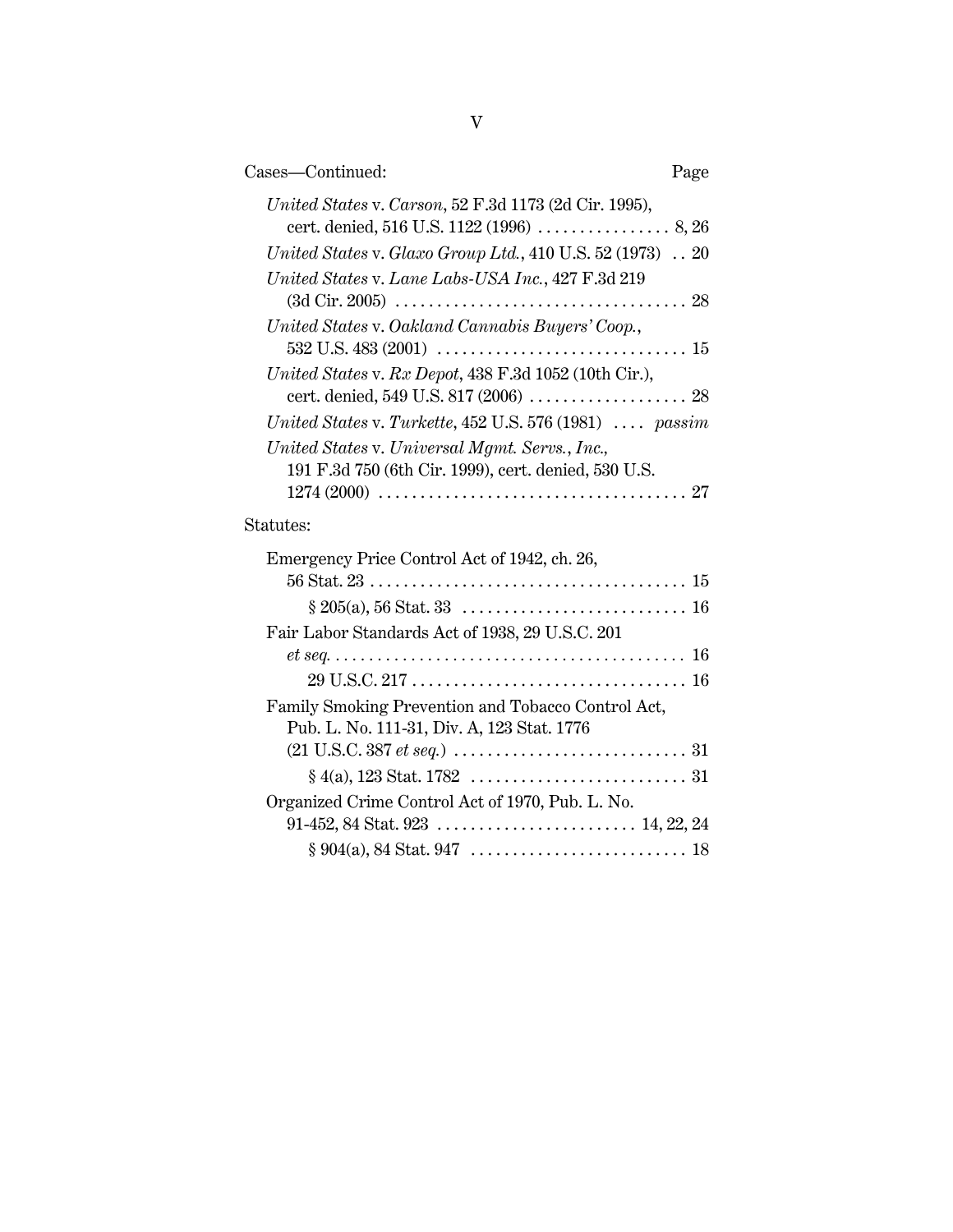Cases—Continued: Page

*United States* v. *Carson*, 52 F.3d 1173 (2d Cir. 1995), cert. denied, 516 U.S. 1122 (1996) . . . . . . . . . . . . . . . . 8, 26

*United States* v. *Glaxo Group Ltd.*, 410 U.S. 52 (1973) . . 20

*United States* v. *Lane Labs-USA Inc.*, 427 F.3d 219 (3d Cir. 2005) . . . . . . . . . . . . . . . . . . . . . . . . . . . . . . . . . . . 28

*United States* v. *Oakland Cannabis Buyers' Coop.*, 532 U.S. 483 (2001) . . . . . . . . . . . . . . . . . . . . . . . . . . . . . . 15

*United States* v. *Rx Depot*, 438 F.3d 1052 (10th Cir.), cert. denied, 549 U.S. 817 (2006) . . . . . . . . . . . . . . . . . . . 28

*United States* v. *Turkette*, 452 U.S. 576 (1981) . . . . *passim*

*United States* v. *Universal Mgmt. Servs.*, *Inc.*, 191 F.3d 750 (6th Cir. 1999), cert. denied, 530 U.S. 1274 (2000) . . . . . . . . . . . . . . . . . . . . . . . . . . . . . . . . . . . . . 27

Statutes:

Emergency Price Control Act of 1942, ch. 26, 56 Stat. 23 . . . . . . . . . . . . . . . . . . . . . . . . . . . . . . . . . . . . . . 15

§ 205(a), 56 Stat. 33 . . . . . . . . . . . . . . . . . . . . . . . . . . . 16

Fair Labor Standards Act of 1938, 29 U.S.C. 201 *et seq.* . . . . . . . . . . . . . . . . . . . . . . . . . . . . . . . . . . . . . . . . . . 16

29 U.S.C. 217 . . . . . . . . . . . . . . . . . . . . . . . . . . . . . . . . . 16

Family Smoking Prevention and Tobacco Control Act, Pub. L. No. 111-31, Div. A, 123 Stat. 1776 (21 U.S.C. 387 *et seq.*) . . . . . . . . . . . . . . . . . . . . . . . . . . . . 31

§ 4(a), 123 Stat. 1782 . . . . . . . . . . . . . . . . . . . . . . . . . . 31

Organized Crime Control Act of 1970, Pub. L. No. 91-452, 84 Stat. 923 . . . . . . . . . . . . . . . . . . . . . . . . 14, 22, 24

§ 904(a), 84 Stat. 947 . . . . . . . . . . . . . . . . . . . . . . . . . . 18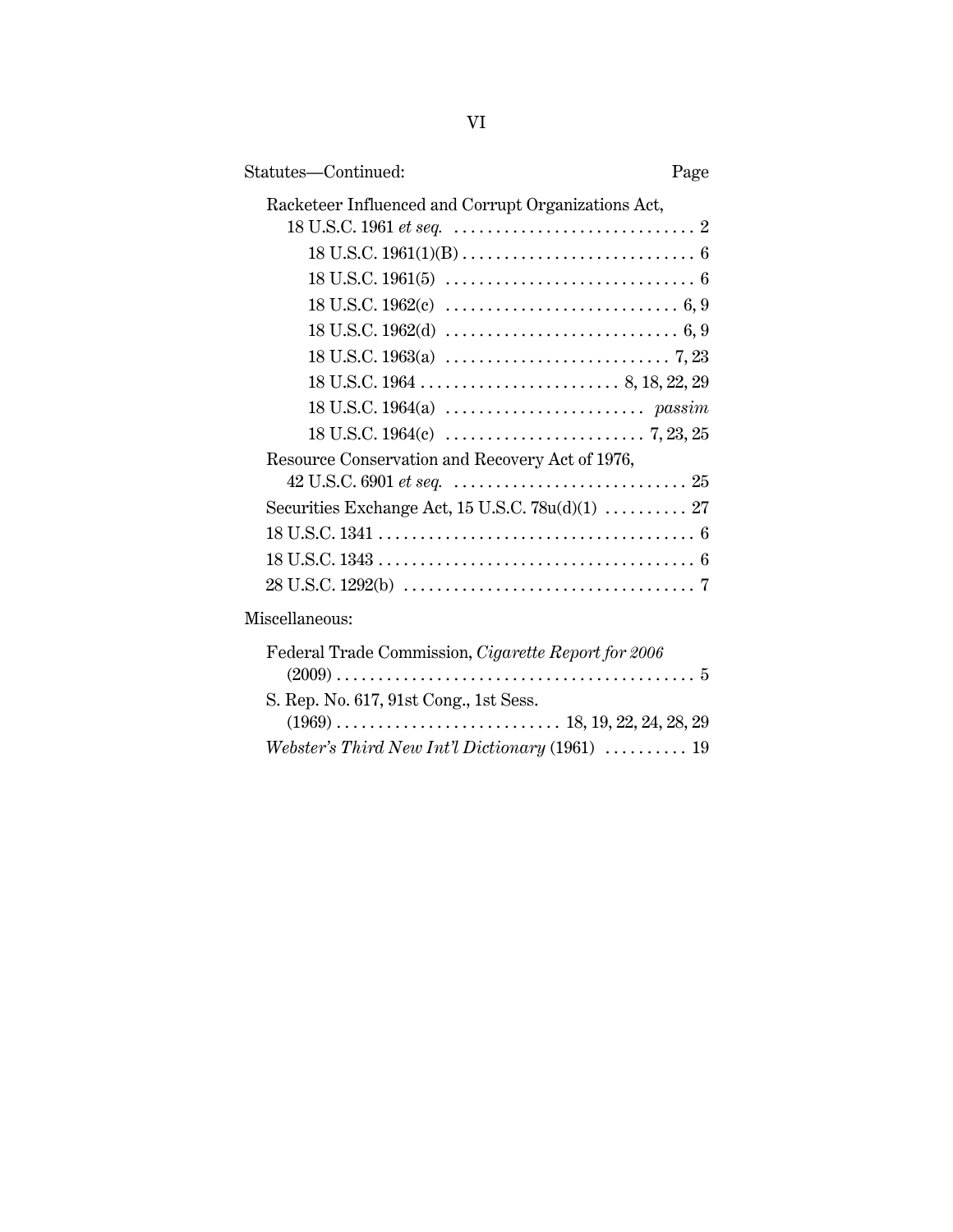Statutes—Continued: Page

Racketeer Influenced and Corrupt Organizations Act, 18 U.S.C. 1961 *et seq.* . . . . . . . . . . . . . . . . . . . . . . . . . . . . . 2

- 18 U.S.C. 1961(1)(B) . . . . . . . . . . . . . . . . . . . . . . . . . . . . 6
- 18 U.S.C. 1961(5) . . . . . . . . . . . . . . . . . . . . . . . . . . . . . . 6
- 18 U.S.C. 1962(c) . . . . . . . . . . . . . . . . . . . . . . . . . . . . 6, 9
- 18 U.S.C. 1962(d) . . . . . . . . . . . . . . . . . . . . . . . . . . . . 6, 9
- 18 U.S.C. 1963(a) . . . . . . . . . . . . . . . . . . . . . . . . . . . 7, 23
- 18 U.S.C. 1964 . . . . . . . . . . . . . . . . . . . . . . . . 8, 18, 22, 29
- 18 U.S.C. 1964(a) . . . . . . . . . . . . . . . . . . . . . . . . *passim*
- 18 U.S.C. 1964(c) . . . . . . . . . . . . . . . . . . . . . . . . 7, 23, 25

Resource Conservation and Recovery Act of 1976, 42 U.S.C. 6901 *et seq.* . . . . . . . . . . . . . . . . . . . . . . . . . . . . 25

Securities Exchange Act, 15 U.S.C. 78u(d)(1) . . . . . . . . . . 27

18 U.S.C. 1341 . . . . . . . . . . . . . . . . . . . . . . . . . . . . . . . . . . . . . . 6

18 U.S.C. 1343 . . . . . . . . . . . . . . . . . . . . . . . . . . . . . . . . . . . . . . 6

28 U.S.C. 1292(b) . . . . . . . . . . . . . . . . . . . . . . . . . . . . . . . . . . . 7

Miscellaneous:

Federal Trade Commission, *Cigarette Report for 2006* (2009) . . . . . . . . . . . . . . . . . . . . . . . . . . . . . . . . . . . . . . . . . . . 5

S. Rep. No. 617, 91st Cong., 1st Sess. (1969) . . . . . . . . . . . . . . . . . . . . . . . . . . . 18, 19, 22, 24, 28, 29

*Webster's Third New Int'l Dictionary* (1961) . . . . . . . . . . 19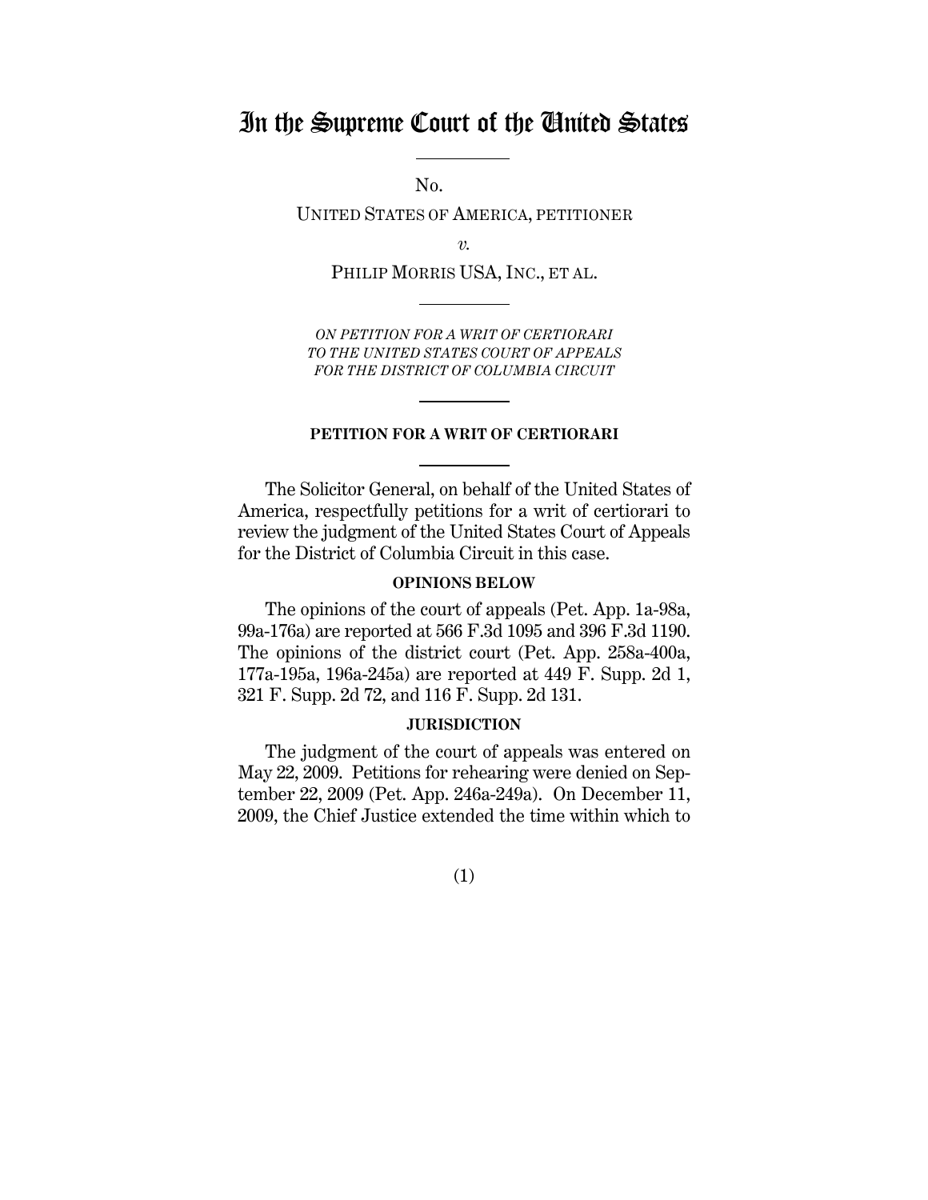# In the Supreme Court of the United States

No.

UNITED STATES OF AMERICA, PETITIONER

*v.*

PHILIP MORRIS USA, INC., ET AL.

*ON PETITION FOR A WRIT OF CERTIORARI TO THE UNITED STATES COURT OF APPEALS FOR THE DISTRICT OF COLUMBIA CIRCUIT*

## PETITION FOR A WRIT OF CERTIORARI

The Solicitor General, on behalf of the United States of America, respectfully petitions for a writ of certiorari to review the judgment of the United States Court of Appeals for the District of Columbia Circuit in this case.

### OPINIONS BELOW

The opinions of the court of appeals (Pet. App. 1a-98a, 99a-176a) are reported at 566 F.3d 1095 and 396 F.3d 1190. The opinions of the district court (Pet. App. 258a-400a, 177a-195a, 196a-245a) are reported at 449 F. Supp. 2d 1, 321 F. Supp. 2d 72, and 116 F. Supp. 2d 131.

### JURISDICTION

The judgment of the court of appeals was entered on May 22, 2009. Petitions for rehearing were denied on September 22, 2009 (Pet. App. 246a-249a). On December 11, 2009, the Chief Justice extended the time within which to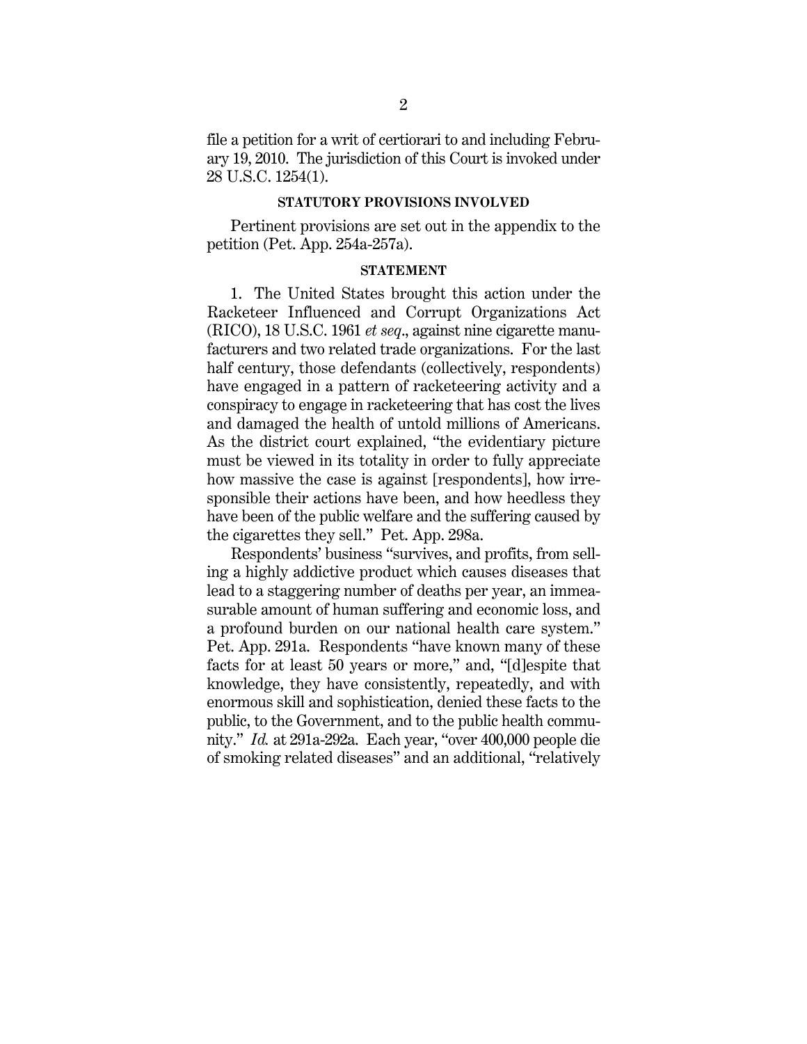file a petition for a writ of certiorari to and including February 19, 2010. The jurisdiction of this Court is invoked under 28 U.S.C. 1254(1).

## STATUTORY PROVISIONS INVOLVED

Pertinent provisions are set out in the appendix to the petition (Pet. App. 254a-257a).

## STATEMENT

1. The United States brought this action under the Racketeer Influenced and Corrupt Organizations Act (RICO), 18 U.S.C. 1961 *et seq*., against nine cigarette manufacturers and two related trade organizations. For the last half century, those defendants (collectively, respondents) have engaged in a pattern of racketeering activity and a conspiracy to engage in racketeering that has cost the lives and damaged the health of untold millions of Americans. As the district court explained, "the evidentiary picture must be viewed in its totality in order to fully appreciate how massive the case is against [respondents], how irresponsible their actions have been, and how heedless they have been of the public welfare and the suffering caused by the cigarettes they sell." Pet. App. 298a.

Respondents' business "survives, and profits, from selling a highly addictive product which causes diseases that lead to a staggering number of deaths per year, an immeasurable amount of human suffering and economic loss, and a profound burden on our national health care system." Pet. App. 291a. Respondents "have known many of these facts for at least 50 years or more," and, "[d]espite that knowledge, they have consistently, repeatedly, and with enormous skill and sophistication, denied these facts to the public, to the Government, and to the public health community." *Id.* at 291a-292a. Each year, "over 400,000 people die of smoking related diseases" and an additional, "relatively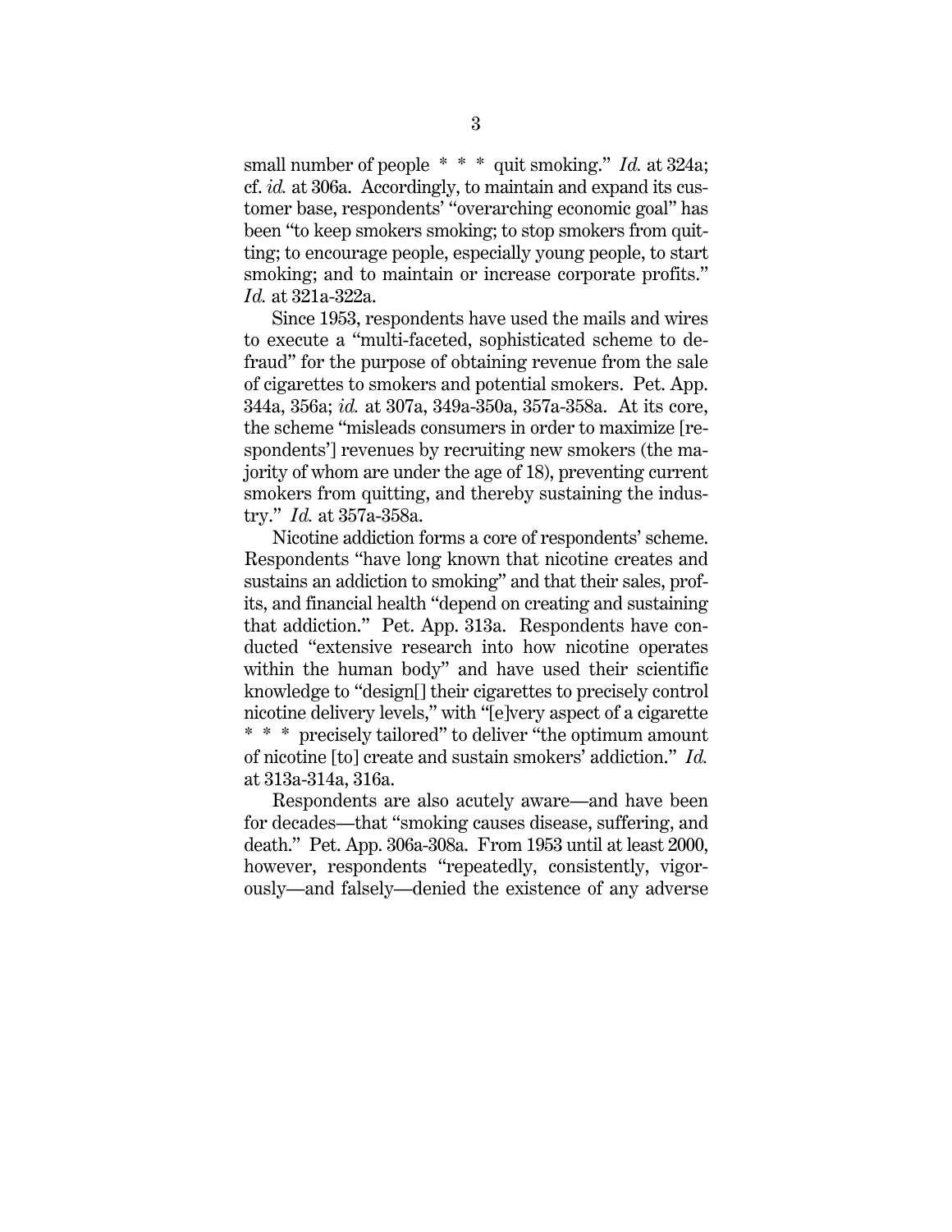small number of people * * * quit smoking." *Id.* at 324a; cf. *id.* at 306a. Accordingly, to maintain and expand its customer base, respondents' "overarching economic goal" has been "to keep smokers smoking; to stop smokers from quitting; to encourage people, especially young people, to start smoking; and to maintain or increase corporate profits." *Id.* at 321a-322a.

Since 1953, respondents have used the mails and wires to execute a "multi-faceted, sophisticated scheme to defraud" for the purpose of obtaining revenue from the sale of cigarettes to smokers and potential smokers. Pet. App. 344a, 356a; *id.* at 307a, 349a-350a, 357a-358a. At its core, the scheme "misleads consumers in order to maximize [respondents'] revenues by recruiting new smokers (the majority of whom are under the age of 18), preventing current smokers from quitting, and thereby sustaining the industry." *Id.* at 357a-358a.

Nicotine addiction forms a core of respondents' scheme. Respondents "have long known that nicotine creates and sustains an addiction to smoking" and that their sales, profits, and financial health "depend on creating and sustaining that addiction." Pet. App. 313a. Respondents have conducted "extensive research into how nicotine operates within the human body" and have used their scientific knowledge to "design[] their cigarettes to precisely control nicotine delivery levels," with "[e]very aspect of a cigarette * * * precisely tailored" to deliver "the optimum amount of nicotine [to] create and sustain smokers' addiction." *Id.* at 313a-314a, 316a.

Respondents are also acutely aware—and have been for decades—that "smoking causes disease, suffering, and death." Pet. App. 306a-308a. From 1953 until at least 2000, however, respondents "repeatedly, consistently, vigorously—and falsely—denied the existence of any adverse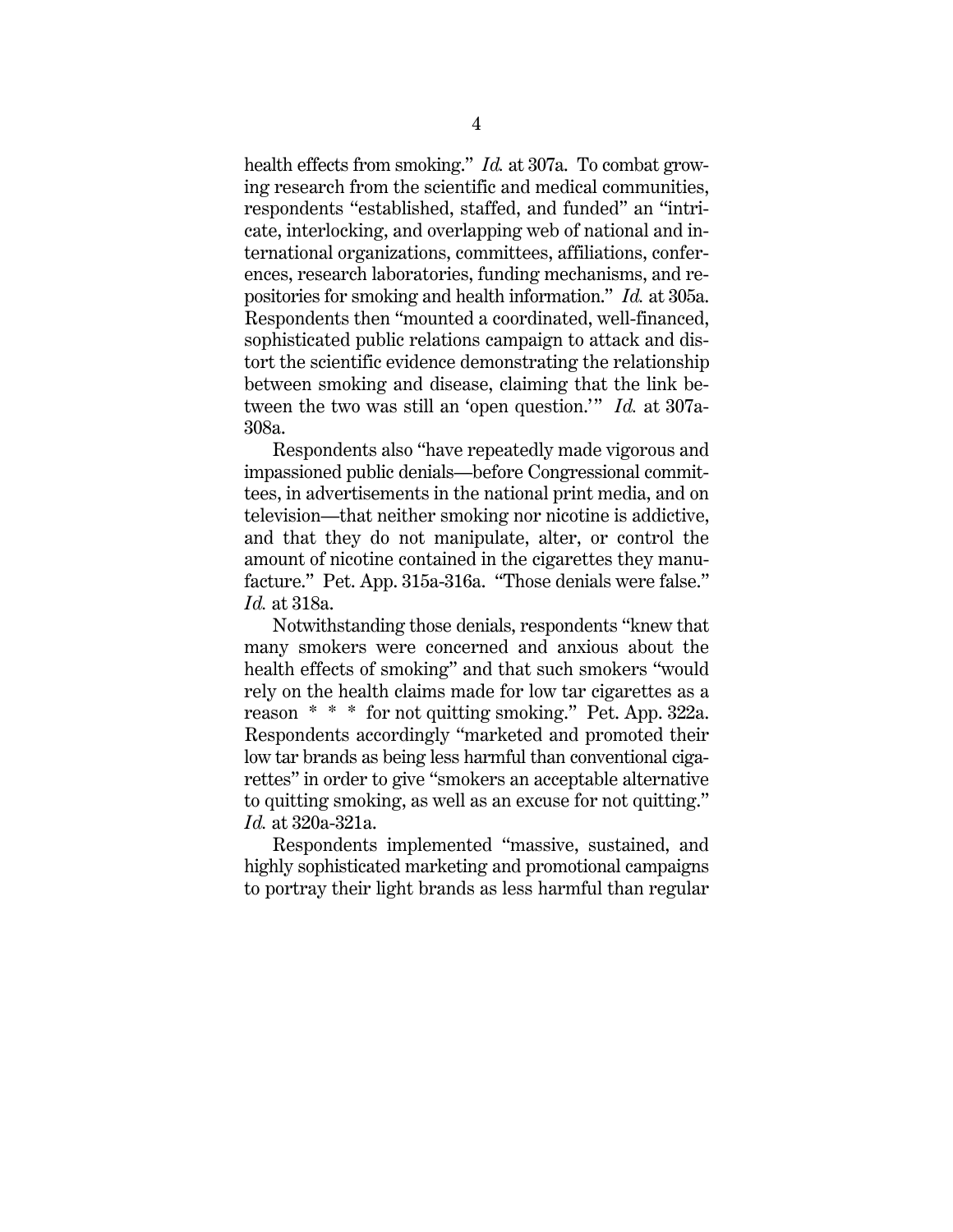health effects from smoking." *Id.* at 307a. To combat growing research from the scientific and medical communities, respondents "established, staffed, and funded" an "intricate, interlocking, and overlapping web of national and international organizations, committees, affiliations, conferences, research laboratories, funding mechanisms, and repositories for smoking and health information." *Id.* at 305a. Respondents then "mounted a coordinated, well-financed, sophisticated public relations campaign to attack and distort the scientific evidence demonstrating the relationship between smoking and disease, claiming that the link between the two was still an 'open question.'" *Id.* at 307a-308a.

Respondents also "have repeatedly made vigorous and impassioned public denials—before Congressional committees, in advertisements in the national print media, and on television—that neither smoking nor nicotine is addictive, and that they do not manipulate, alter, or control the amount of nicotine contained in the cigarettes they manufacture." Pet. App. 315a-316a. "Those denials were false." *Id.* at 318a.

Notwithstanding those denials, respondents "knew that many smokers were concerned and anxious about the health effects of smoking" and that such smokers "would rely on the health claims made for low tar cigarettes as a reason * * * for not quitting smoking." Pet. App. 322a. Respondents accordingly "marketed and promoted their low tar brands as being less harmful than conventional cigarettes" in order to give "smokers an acceptable alternative to quitting smoking, as well as an excuse for not quitting." *Id.* at 320a-321a.

Respondents implemented "massive, sustained, and highly sophisticated marketing and promotional campaigns to portray their light brands as less harmful than regular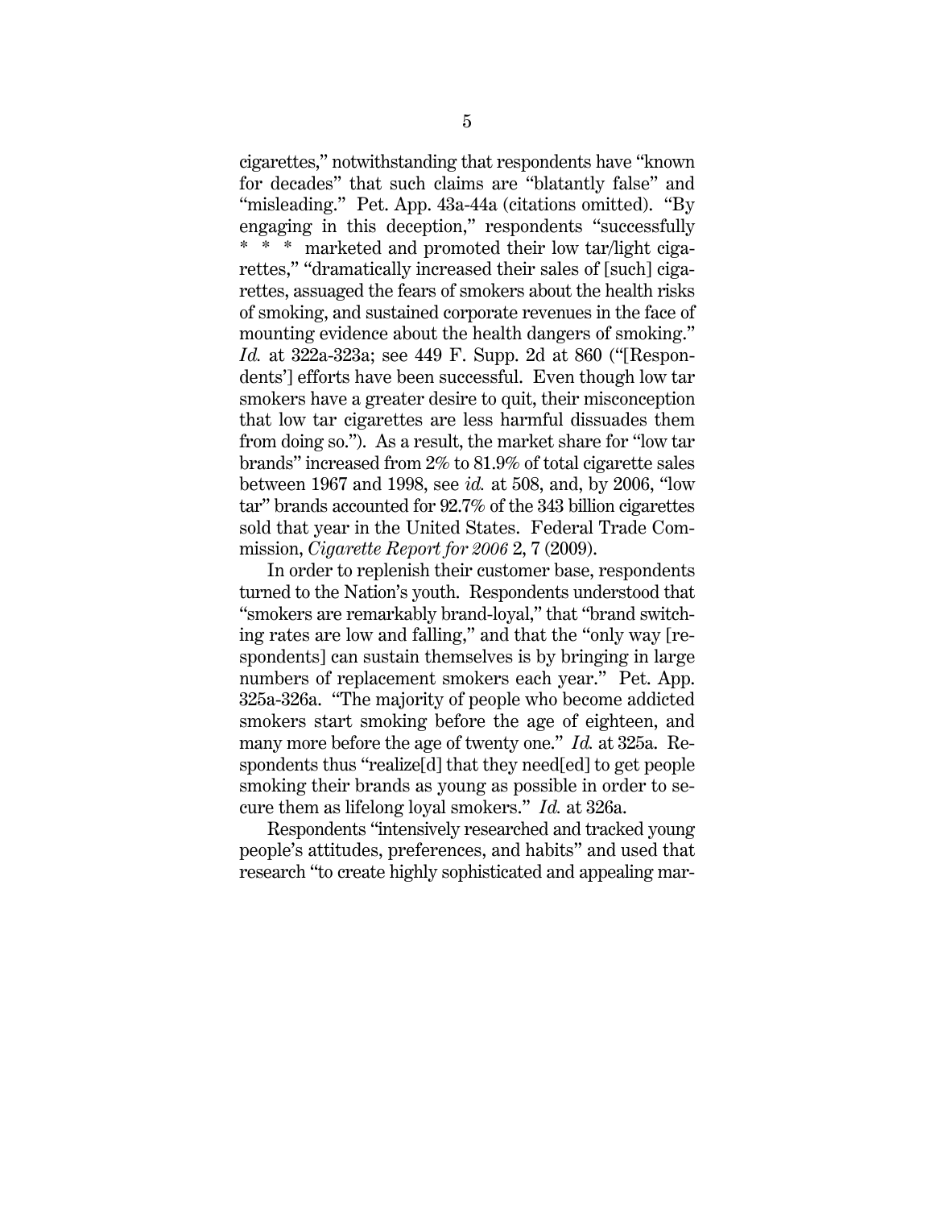cigarettes," notwithstanding that respondents have "known for decades" that such claims are "blatantly false" and "misleading." Pet. App. 43a-44a (citations omitted). "By engaging in this deception," respondents "successfully * * * marketed and promoted their low tar/light cigarettes," "dramatically increased their sales of [such] cigarettes, assuaged the fears of smokers about the health risks of smoking, and sustained corporate revenues in the face of mounting evidence about the health dangers of smoking." *Id.* at 322a-323a; see 449 F. Supp. 2d at 860 ("[Respondents'] efforts have been successful. Even though low tar smokers have a greater desire to quit, their misconception that low tar cigarettes are less harmful dissuades them from doing so."). As a result, the market share for "low tar brands" increased from 2% to 81.9% of total cigarette sales between 1967 and 1998, see *id.* at 508, and, by 2006, "low tar" brands accounted for 92.7% of the 343 billion cigarettes sold that year in the United States. Federal Trade Commission, *Cigarette Report for 2006* 2, 7 (2009).

In order to replenish their customer base, respondents turned to the Nation's youth. Respondents understood that "smokers are remarkably brand-loyal," that "brand switching rates are low and falling," and that the "only way [respondents] can sustain themselves is by bringing in large numbers of replacement smokers each year." Pet. App. 325a-326a. "The majority of people who become addicted smokers start smoking before the age of eighteen, and many more before the age of twenty one." *Id.* at 325a. Respondents thus "realize[d] that they need[ed] to get people smoking their brands as young as possible in order to secure them as lifelong loyal smokers." *Id.* at 326a.

Respondents "intensively researched and tracked young people's attitudes, preferences, and habits" and used that research "to create highly sophisticated and appealing mar-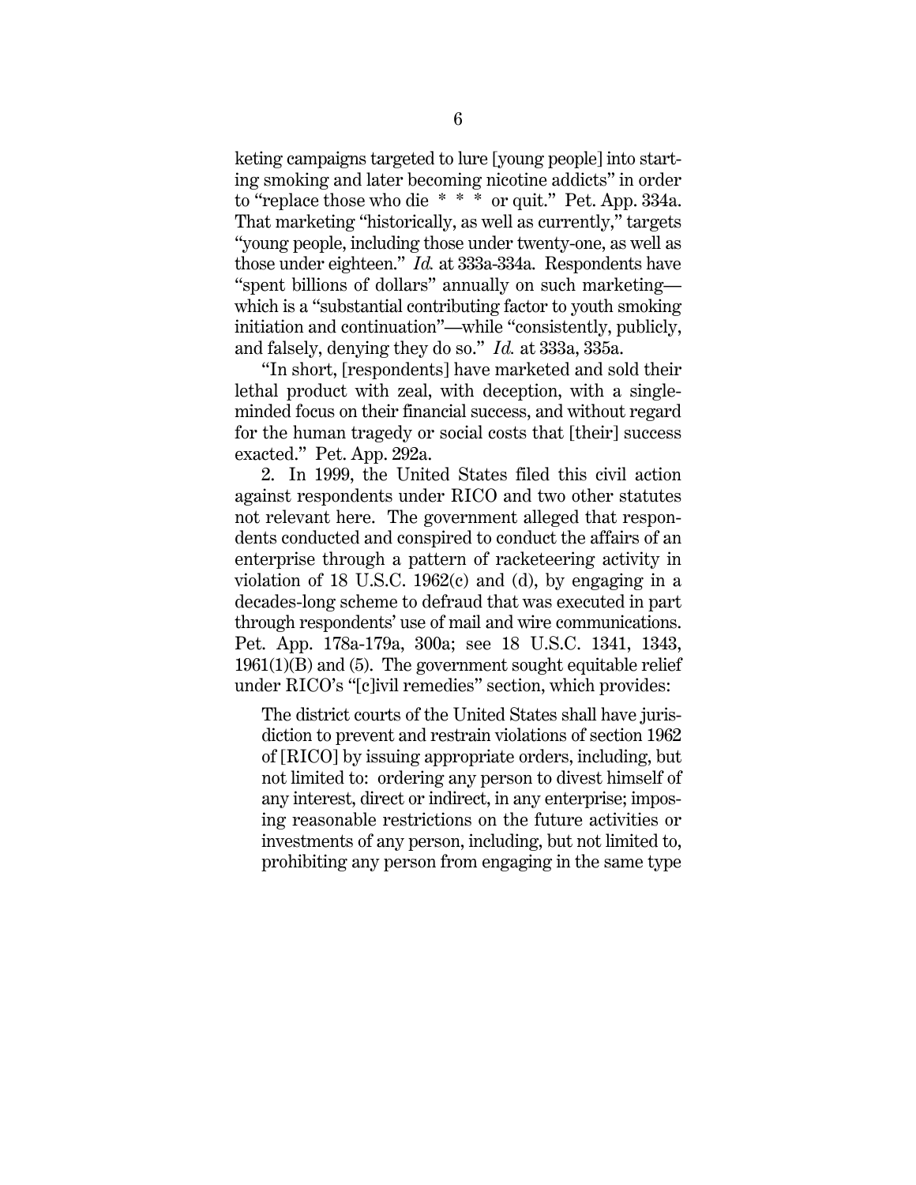keting campaigns targeted to lure [young people] into starting smoking and later becoming nicotine addicts" in order to "replace those who die * * * or quit." Pet. App. 334a. That marketing "historically, as well as currently," targets "young people, including those under twenty-one, as well as those under eighteen." *Id.* at 333a-334a. Respondents have "spent billions of dollars" annually on such marketing—which is a "substantial contributing factor to youth smoking initiation and continuation"—while "consistently, publicly, and falsely, denying they do so." *Id.* at 333a, 335a.

"In short, [respondents] have marketed and sold their lethal product with zeal, with deception, with a single-minded focus on their financial success, and without regard for the human tragedy or social costs that [their] success exacted." Pet. App. 292a.

2. In 1999, the United States filed this civil action against respondents under RICO and two other statutes not relevant here. The government alleged that respondents conducted and conspired to conduct the affairs of an enterprise through a pattern of racketeering activity in violation of 18 U.S.C. 1962(c) and (d), by engaging in a decades-long scheme to defraud that was executed in part through respondents' use of mail and wire communications. Pet. App. 178a-179a, 300a; see 18 U.S.C. 1341, 1343, 1961(1)(B) and (5). The government sought equitable relief under RICO's "[c]ivil remedies" section, which provides:

> The district courts of the United States shall have jurisdiction to prevent and restrain violations of section 1962 of [RICO] by issuing appropriate orders, including, but not limited to: ordering any person to divest himself of any interest, direct or indirect, in any enterprise; imposing reasonable restrictions on the future activities or investments of any person, including, but not limited to, prohibiting any person from engaging in the same type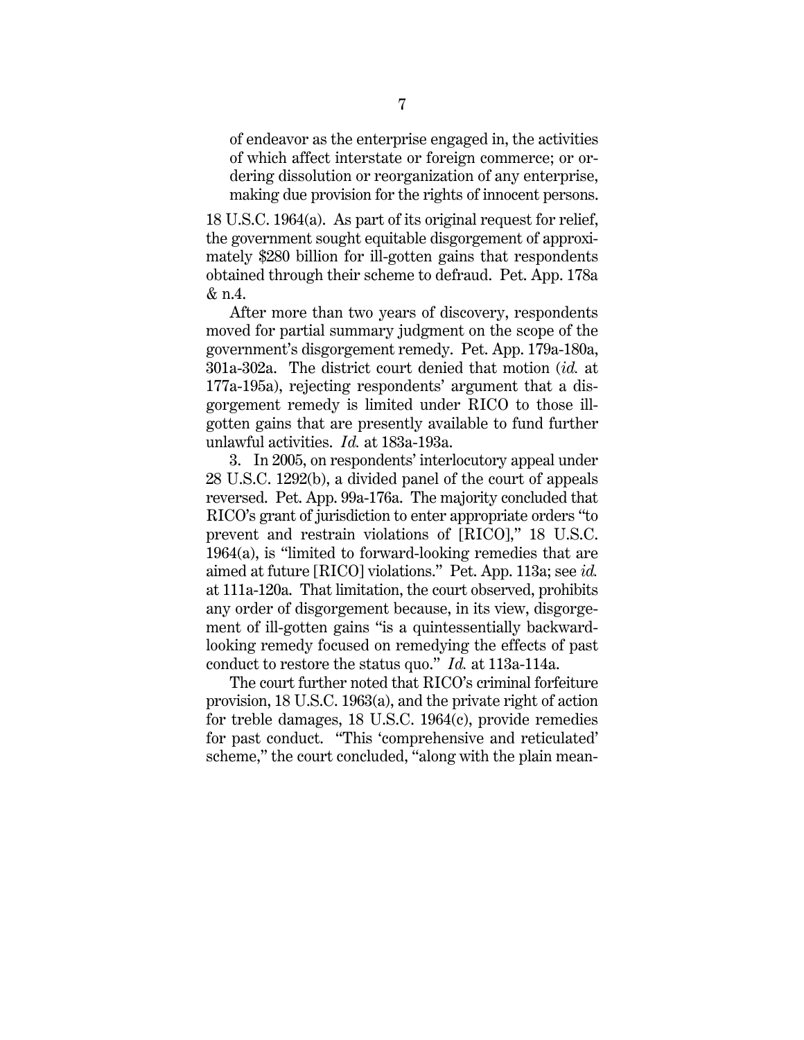of endeavor as the enterprise engaged in, the activities of which affect interstate or foreign commerce; or ordering dissolution or reorganization of any enterprise, making due provision for the rights of innocent persons.

18 U.S.C. 1964(a). As part of its original request for relief, the government sought equitable disgorgement of approximately $280 billion for ill-gotten gains that respondents obtained through their scheme to defraud. Pet. App. 178a & n.4.

After more than two years of discovery, respondents moved for partial summary judgment on the scope of the government's disgorgement remedy. Pet. App. 179a-180a, 301a-302a. The district court denied that motion (*id.* at 177a-195a), rejecting respondents' argument that a disgorgement remedy is limited under RICO to those ill-gotten gains that are presently available to fund further unlawful activities. *Id.* at 183a-193a.

3. In 2005, on respondents' interlocutory appeal under 28 U.S.C. 1292(b), a divided panel of the court of appeals reversed. Pet. App. 99a-176a. The majority concluded that RICO's grant of jurisdiction to enter appropriate orders "to prevent and restrain violations of [RICO]," 18 U.S.C. 1964(a), is "limited to forward-looking remedies that are aimed at future [RICO] violations." Pet. App. 113a; see *id.* at 111a-120a. That limitation, the court observed, prohibits any order of disgorgement because, in its view, disgorgement of ill-gotten gains "is a quintessentially backward-looking remedy focused on remedying the effects of past conduct to restore the status quo." *Id.* at 113a-114a.

The court further noted that RICO's criminal forfeiture provision, 18 U.S.C. 1963(a), and the private right of action for treble damages, 18 U.S.C. 1964(c), provide remedies for past conduct. "This 'comprehensive and reticulated' scheme," the court concluded, "along with the plain mean-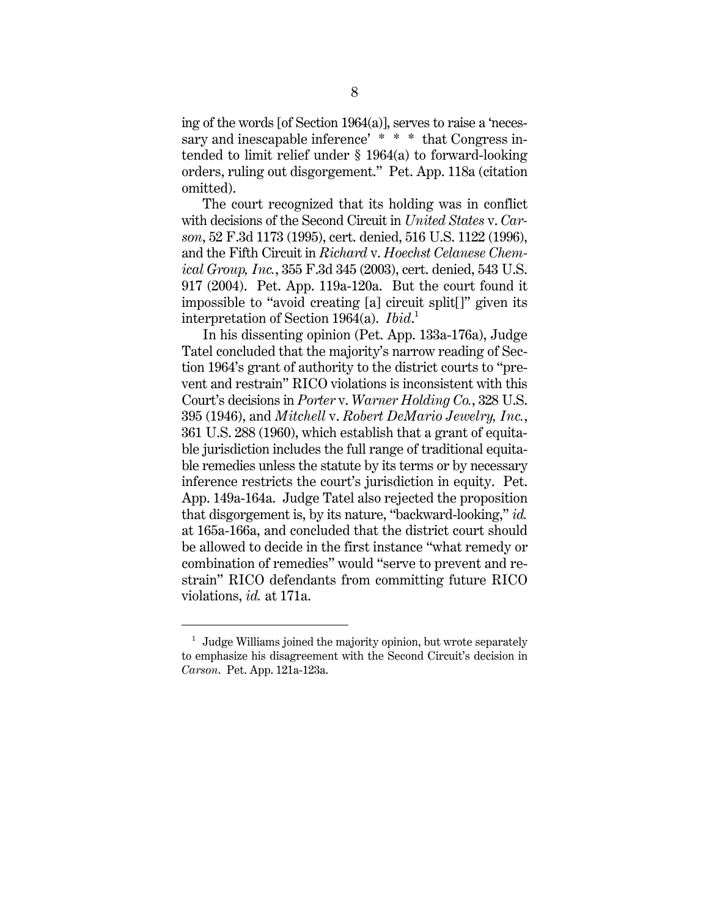ing of the words [of Section 1964(a)], serves to raise a 'necessary and inescapable inference' * * * that Congress intended to limit relief under § 1964(a) to forward-looking orders, ruling out disgorgement." Pet. App. 118a (citation omitted).

The court recognized that its holding was in conflict with decisions of the Second Circuit in *United States* v. *Carson*, 52 F.3d 1173 (1995), cert. denied, 516 U.S. 1122 (1996), and the Fifth Circuit in *Richard* v. *Hoechst Celanese Chemical Group, Inc.*, 355 F.3d 345 (2003), cert. denied, 543 U.S. 917 (2004). Pet. App. 119a-120a. But the court found it impossible to "avoid creating [a] circuit split[]" given its interpretation of Section 1964(a). *Ibid*.[1]

In his dissenting opinion (Pet. App. 133a-176a), Judge Tatel concluded that the majority's narrow reading of Section 1964's grant of authority to the district courts to "prevent and restrain" RICO violations is inconsistent with this Court's decisions in *Porter* v. *Warner Holding Co.*, 328 U.S. 395 (1946), and *Mitchell* v. *Robert DeMario Jewelry, Inc.*, 361 U.S. 288 (1960), which establish that a grant of equitable jurisdiction includes the full range of traditional equitable remedies unless the statute by its terms or by necessary inference restricts the court's jurisdiction in equity. Pet. App. 149a-164a. Judge Tatel also rejected the proposition that disgorgement is, by its nature, "backward-looking," *id.* at 165a-166a, and concluded that the district court should be allowed to decide in the first instance "what remedy or combination of remedies" would "serve to prevent and restrain" RICO defendants from committing future RICO violations, *id.* at 171a.

[1] Judge Williams joined the majority opinion, but wrote separately to emphasize his disagreement with the Second Circuit's decision in *Carson*. Pet. App. 121a-123a.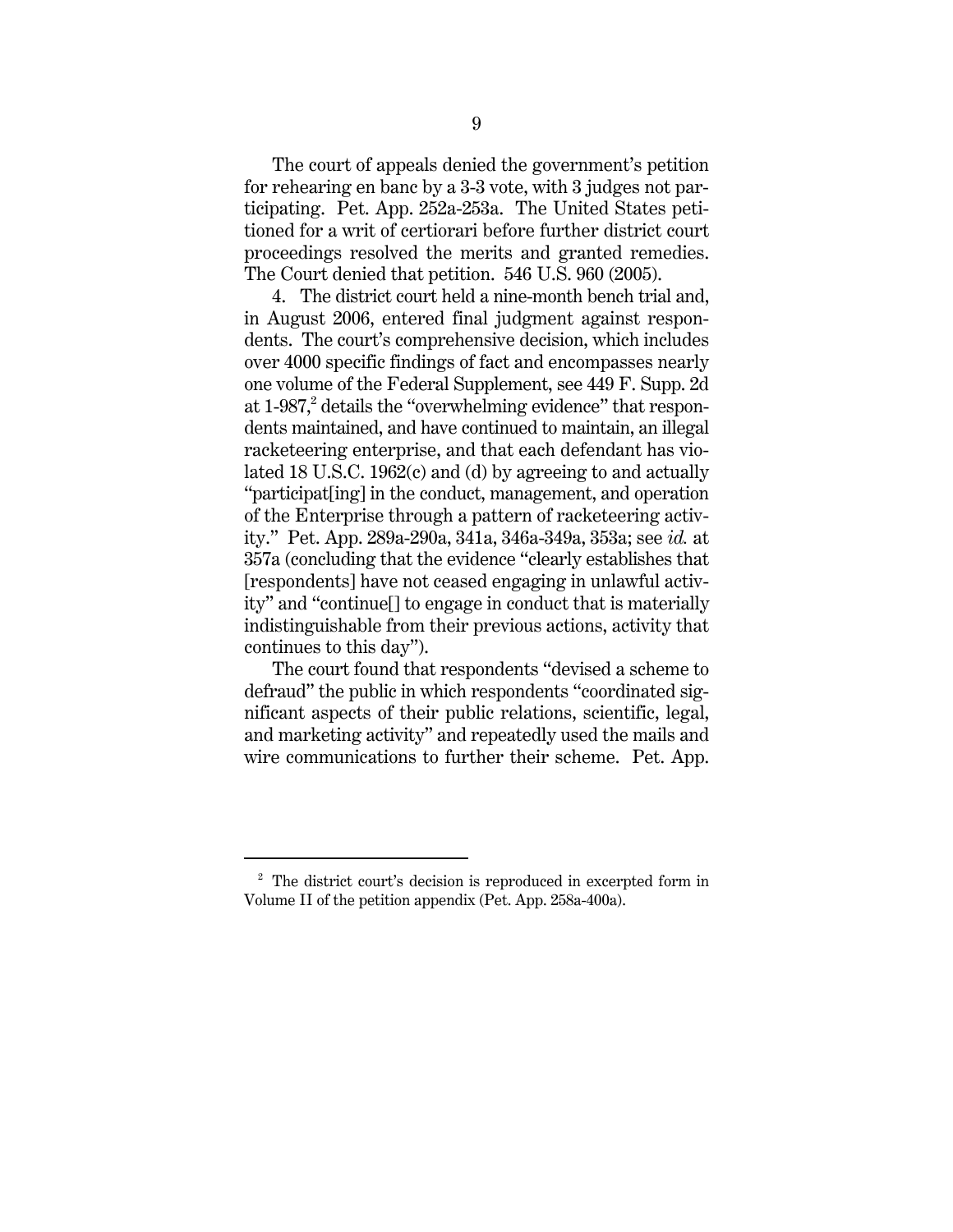The court of appeals denied the government's petition for rehearing en banc by a 3-3 vote, with 3 judges not participating. Pet. App. 252a-253a. The United States petitioned for a writ of certiorari before further district court proceedings resolved the merits and granted remedies. The Court denied that petition. 546 U.S. 960 (2005).

4. The district court held a nine-month bench trial and, in August 2006, entered final judgment against respondents. The court's comprehensive decision, which includes over 4000 specific findings of fact and encompasses nearly one volume of the Federal Supplement, see 449 F. Supp. 2d at 1-987,[2] details the "overwhelming evidence" that respondents maintained, and have continued to maintain, an illegal racketeering enterprise, and that each defendant has violated 18 U.S.C. 1962(c) and (d) by agreeing to and actually "participat[ing] in the conduct, management, and operation of the Enterprise through a pattern of racketeering activity." Pet. App. 289a-290a, 341a, 346a-349a, 353a; see *id.* at 357a (concluding that the evidence "clearly establishes that [respondents] have not ceased engaging in unlawful activity" and "continue[] to engage in conduct that is materially indistinguishable from their previous actions, activity that continues to this day").

The court found that respondents "devised a scheme to defraud" the public in which respondents "coordinated significant aspects of their public relations, scientific, legal, and marketing activity" and repeatedly used the mails and wire communications to further their scheme. Pet. App.

---

[2] The district court's decision is reproduced in excerpted form in Volume II of the petition appendix (Pet. App. 258a-400a).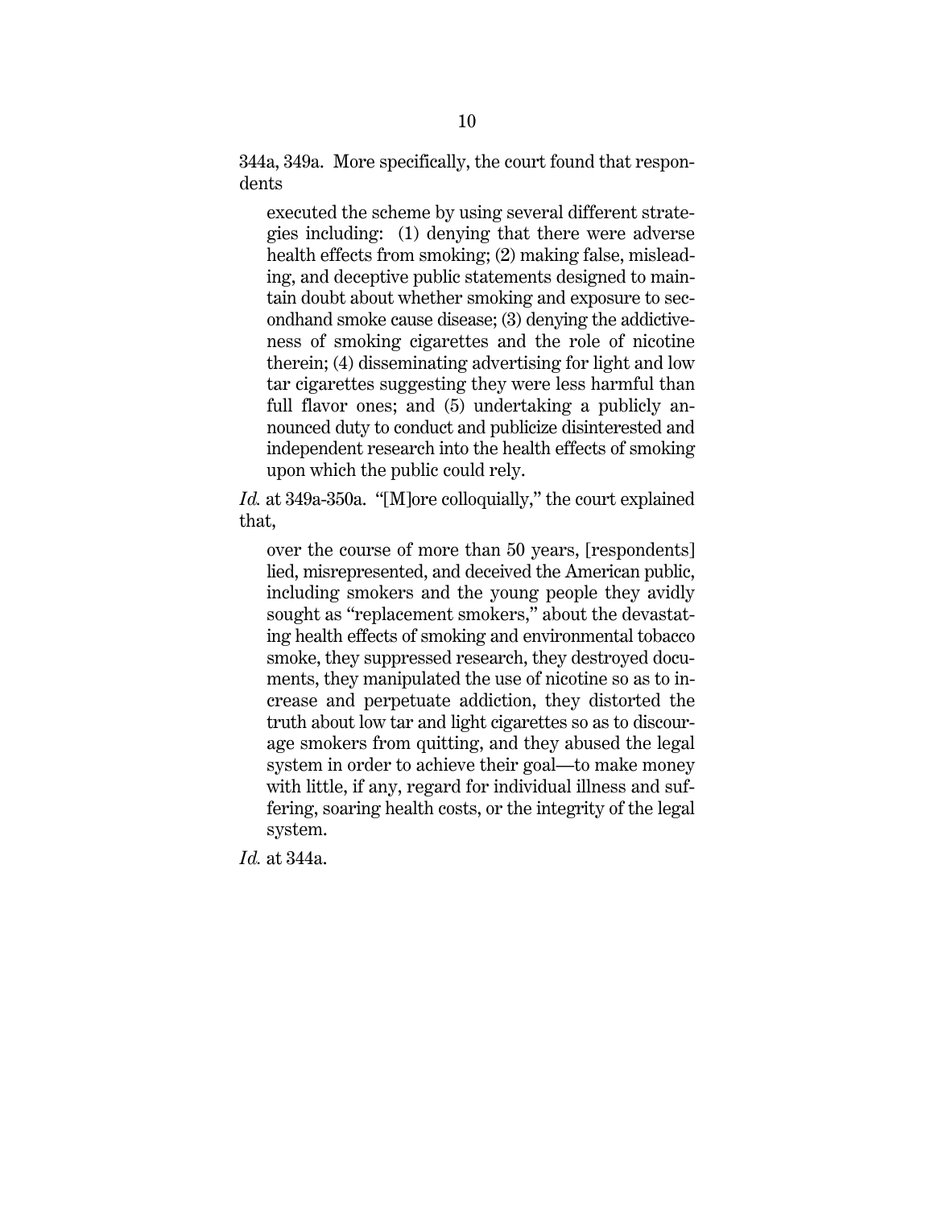344a, 349a. More specifically, the court found that respondents

> executed the scheme by using several different strategies including: (1) denying that there were adverse health effects from smoking; (2) making false, misleading, and deceptive public statements designed to maintain doubt about whether smoking and exposure to secondhand smoke cause disease; (3) denying the addictiveness of smoking cigarettes and the role of nicotine therein; (4) disseminating advertising for light and low tar cigarettes suggesting they were less harmful than full flavor ones; and (5) undertaking a publicly announced duty to conduct and publicize disinterested and independent research into the health effects of smoking upon which the public could rely.

*Id.* at 349a-350a. "[M]ore colloquially," the court explained that,

> over the course of more than 50 years, [respondents] lied, misrepresented, and deceived the American public, including smokers and the young people they avidly sought as "replacement smokers," about the devastating health effects of smoking and environmental tobacco smoke, they suppressed research, they destroyed documents, they manipulated the use of nicotine so as to increase and perpetuate addiction, they distorted the truth about low tar and light cigarettes so as to discourage smokers from quitting, and they abused the legal system in order to achieve their goal—to make money with little, if any, regard for individual illness and suffering, soaring health costs, or the integrity of the legal system.

*Id.* at 344a.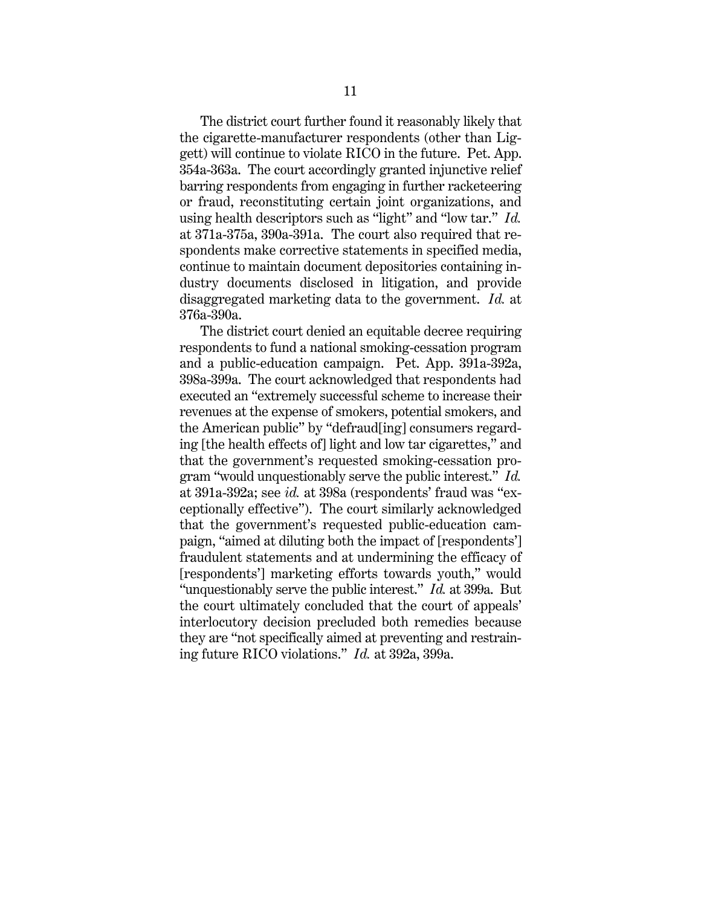The district court further found it reasonably likely that the cigarette-manufacturer respondents (other than Liggett) will continue to violate RICO in the future. Pet. App. 354a-363a. The court accordingly granted injunctive relief barring respondents from engaging in further racketeering or fraud, reconstituting certain joint organizations, and using health descriptors such as "light" and "low tar." *Id.* at 371a-375a, 390a-391a. The court also required that respondents make corrective statements in specified media, continue to maintain document depositories containing industry documents disclosed in litigation, and provide disaggregated marketing data to the government. *Id.* at 376a-390a.

The district court denied an equitable decree requiring respondents to fund a national smoking-cessation program and a public-education campaign. Pet. App. 391a-392a, 398a-399a. The court acknowledged that respondents had executed an "extremely successful scheme to increase their revenues at the expense of smokers, potential smokers, and the American public" by "defraud[ing] consumers regarding [the health effects of] light and low tar cigarettes," and that the government's requested smoking-cessation program "would unquestionably serve the public interest." *Id.* at 391a-392a; see *id.* at 398a (respondents' fraud was "exceptionally effective"). The court similarly acknowledged that the government's requested public-education campaign, "aimed at diluting both the impact of [respondents'] fraudulent statements and at undermining the efficacy of [respondents'] marketing efforts towards youth," would "unquestionably serve the public interest." *Id.* at 399a. But the court ultimately concluded that the court of appeals' interlocutory decision precluded both remedies because they are "not specifically aimed at preventing and restraining future RICO violations." *Id.* at 392a, 399a.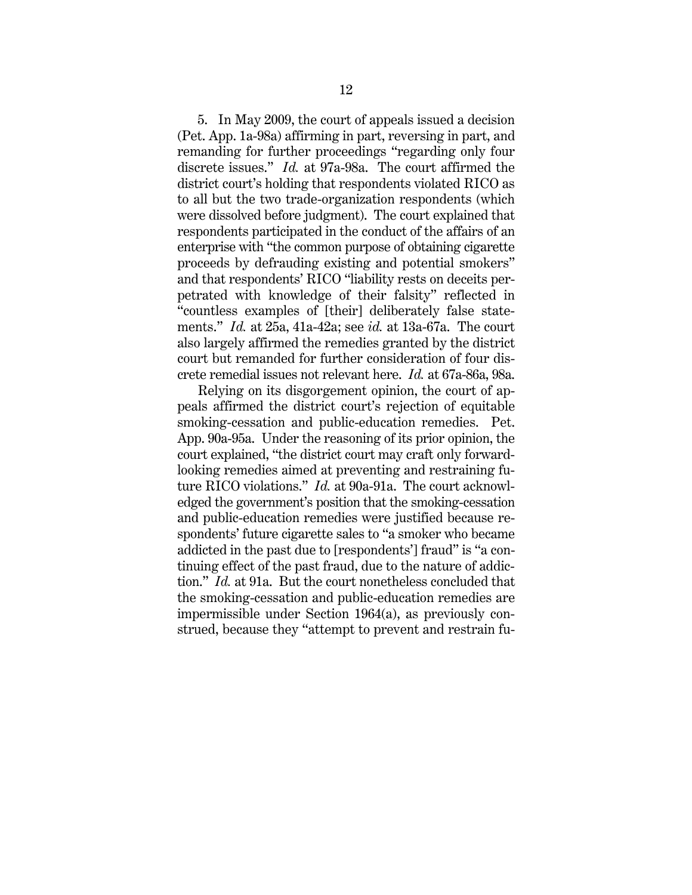5. In May 2009, the court of appeals issued a decision (Pet. App. 1a-98a) affirming in part, reversing in part, and remanding for further proceedings "regarding only four discrete issues." *Id.* at 97a-98a. The court affirmed the district court's holding that respondents violated RICO as to all but the two trade-organization respondents (which were dissolved before judgment). The court explained that respondents participated in the conduct of the affairs of an enterprise with "the common purpose of obtaining cigarette proceeds by defrauding existing and potential smokers" and that respondents' RICO "liability rests on deceits perpetrated with knowledge of their falsity" reflected in "countless examples of [their] deliberately false statements." *Id.* at 25a, 41a-42a; see *id.* at 13a-67a. The court also largely affirmed the remedies granted by the district court but remanded for further consideration of four discrete remedial issues not relevant here. *Id.* at 67a-86a, 98a.

Relying on its disgorgement opinion, the court of appeals affirmed the district court's rejection of equitable smoking-cessation and public-education remedies. Pet. App. 90a-95a. Under the reasoning of its prior opinion, the court explained, "the district court may craft only forward-looking remedies aimed at preventing and restraining future RICO violations." *Id.* at 90a-91a. The court acknowledged the government's position that the smoking-cessation and public-education remedies were justified because respondents' future cigarette sales to "a smoker who became addicted in the past due to [respondents'] fraud" is "a continuing effect of the past fraud, due to the nature of addiction." *Id.* at 91a. But the court nonetheless concluded that the smoking-cessation and public-education remedies are impermissible under Section 1964(a), as previously construed, because they "attempt to prevent and restrain fu-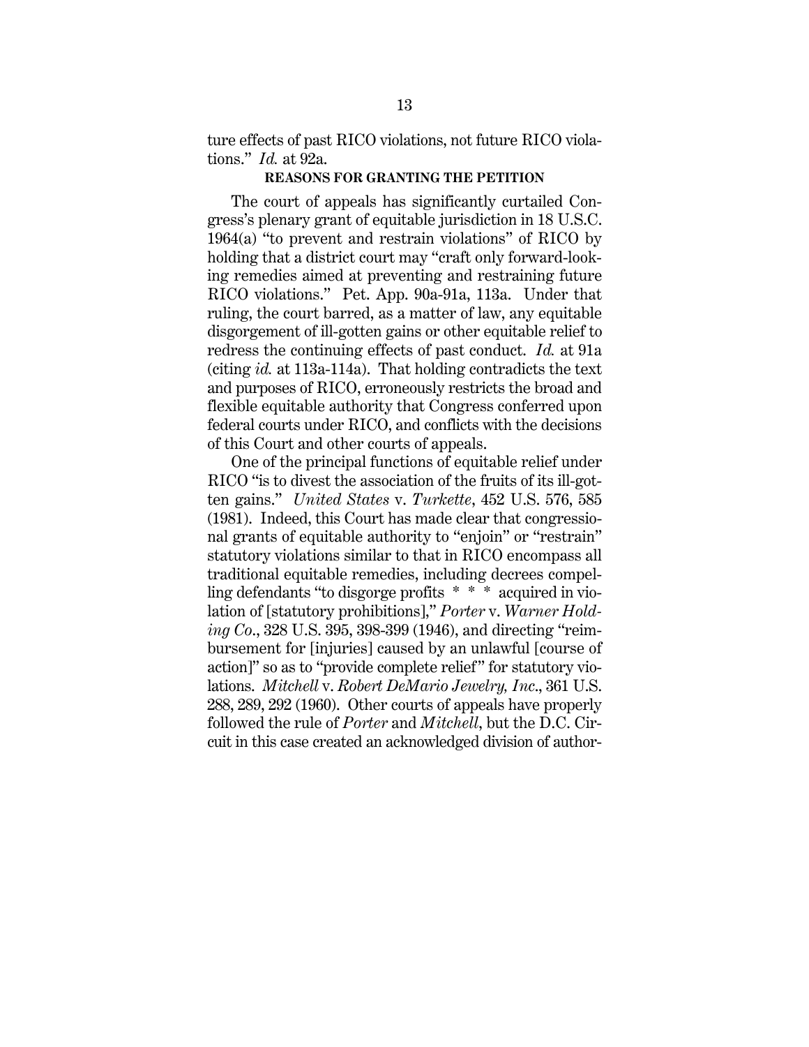ture effects of past RICO violations, not future RICO violations." *Id.* at 92a.

## REASONS FOR GRANTING THE PETITION

The court of appeals has significantly curtailed Congress's plenary grant of equitable jurisdiction in 18 U.S.C. 1964(a) "to prevent and restrain violations" of RICO by holding that a district court may "craft only forward-looking remedies aimed at preventing and restraining future RICO violations." Pet. App. 90a-91a, 113a. Under that ruling, the court barred, as a matter of law, any equitable disgorgement of ill-gotten gains or other equitable relief to redress the continuing effects of past conduct. *Id.* at 91a (citing *id.* at 113a-114a). That holding contradicts the text and purposes of RICO, erroneously restricts the broad and flexible equitable authority that Congress conferred upon federal courts under RICO, and conflicts with the decisions of this Court and other courts of appeals.

One of the principal functions of equitable relief under RICO "is to divest the association of the fruits of its ill-gotten gains." *United States* v. *Turkette*, 452 U.S. 576, 585 (1981). Indeed, this Court has made clear that congressional grants of equitable authority to "enjoin" or "restrain" statutory violations similar to that in RICO encompass all traditional equitable remedies, including decrees compelling defendants "to disgorge profits * * * acquired in violation of [statutory prohibitions]," *Porter* v. *Warner Holding Co.*, 328 U.S. 395, 398-399 (1946), and directing "reimbursement for [injuries] caused by an unlawful [course of action]" so as to "provide complete relief" for statutory violations. *Mitchell* v. *Robert DeMario Jewelry, Inc.*, 361 U.S. 288, 289, 292 (1960). Other courts of appeals have properly followed the rule of *Porter* and *Mitchell*, but the D.C. Circuit in this case created an acknowledged division of author-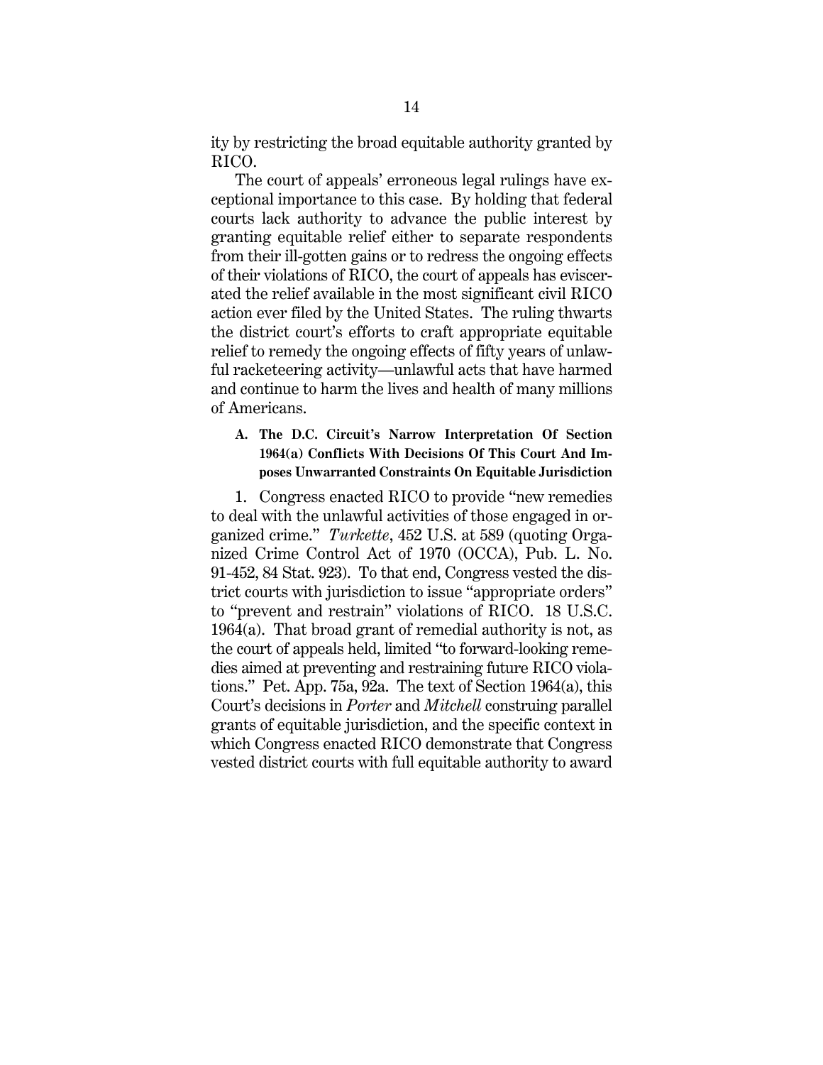ity by restricting the broad equitable authority granted by RICO.

The court of appeals' erroneous legal rulings have exceptional importance to this case. By holding that federal courts lack authority to advance the public interest by granting equitable relief either to separate respondents from their ill-gotten gains or to redress the ongoing effects of their violations of RICO, the court of appeals has eviscerated the relief available in the most significant civil RICO action ever filed by the United States. The ruling thwarts the district court's efforts to craft appropriate equitable relief to remedy the ongoing effects of fifty years of unlawful racketeering activity—unlawful acts that have harmed and continue to harm the lives and health of many millions of Americans.

### A. The D.C. Circuit's Narrow Interpretation Of Section 1964(a) Conflicts With Decisions Of This Court And Imposes Unwarranted Constraints On Equitable Jurisdiction

1. Congress enacted RICO to provide "new remedies to deal with the unlawful activities of those engaged in organized crime." *Turkette*, 452 U.S. at 589 (quoting Organized Crime Control Act of 1970 (OCCA), Pub. L. No. 91-452, 84 Stat. 923). To that end, Congress vested the district courts with jurisdiction to issue "appropriate orders" to "prevent and restrain" violations of RICO. 18 U.S.C. 1964(a). That broad grant of remedial authority is not, as the court of appeals held, limited "to forward-looking remedies aimed at preventing and restraining future RICO violations." Pet. App. 75a, 92a. The text of Section 1964(a), this Court's decisions in *Porter* and *Mitchell* construing parallel grants of equitable jurisdiction, and the specific context in which Congress enacted RICO demonstrate that Congress vested district courts with full equitable authority to award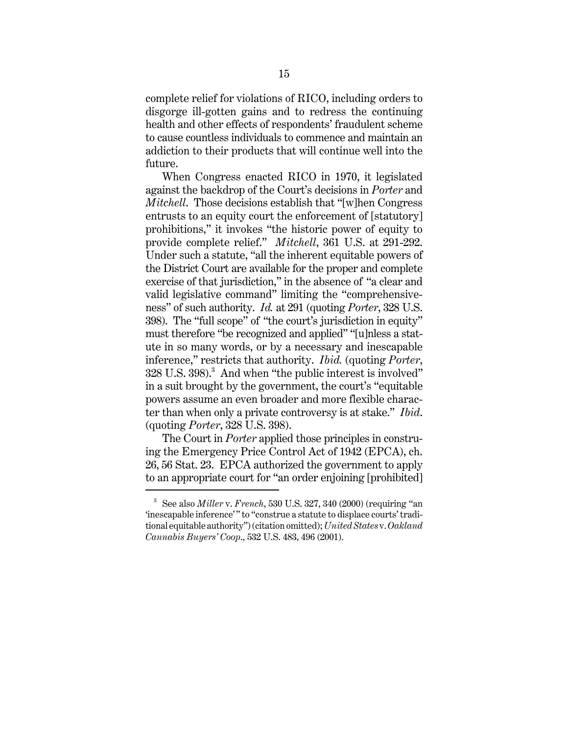complete relief for violations of RICO, including orders to disgorge ill-gotten gains and to redress the continuing health and other effects of respondents' fraudulent scheme to cause countless individuals to commence and maintain an addiction to their products that will continue well into the future.

When Congress enacted RICO in 1970, it legislated against the backdrop of the Court's decisions in *Porter* and *Mitchell*. Those decisions establish that "[w]hen Congress entrusts to an equity court the enforcement of [statutory] prohibitions," it invokes "the historic power of equity to provide complete relief." *Mitchell*, 361 U.S. at 291-292. Under such a statute, "all the inherent equitable powers of the District Court are available for the proper and complete exercise of that jurisdiction," in the absence of "a clear and valid legislative command" limiting the "comprehensiveness" of such authority. *Id.* at 291 (quoting *Porter*, 328 U.S. 398). The "full scope" of "the court's jurisdiction in equity" must therefore "be recognized and applied" "[u]nless a statute in so many words, or by a necessary and inescapable inference," restricts that authority. *Ibid.* (quoting *Porter*, 328 U.S. 398).[3] And when "the public interest is involved" in a suit brought by the government, the court's "equitable powers assume an even broader and more flexible character than when only a private controversy is at stake." *Ibid.* (quoting *Porter*, 328 U.S. 398).

The Court in *Porter* applied those principles in construing the Emergency Price Control Act of 1942 (EPCA), ch. 26, 56 Stat. 23. EPCA authorized the government to apply to an appropriate court for "an order enjoining [prohibited]

---

[3] See also *Miller* v. *French*, 530 U.S. 327, 340 (2000) (requiring "an 'inescapable inference'" to "construe a statute to displace courts' traditional equitable authority") (citation omitted); *United States* v. *Oakland Cannabis Buyers' Coop.*, 532 U.S. 483, 496 (2001).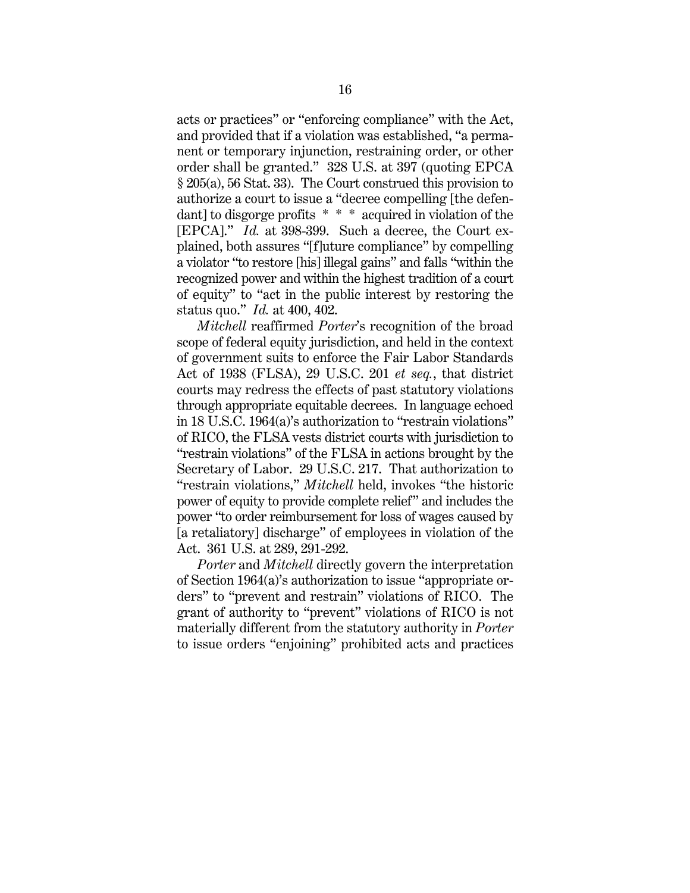acts or practices" or "enforcing compliance" with the Act, and provided that if a violation was established, "a permanent or temporary injunction, restraining order, or other order shall be granted." 328 U.S. at 397 (quoting EPCA § 205(a), 56 Stat. 33). The Court construed this provision to authorize a court to issue a "decree compelling [the defendant] to disgorge profits * * * acquired in violation of the [EPCA]." *Id.* at 398-399. Such a decree, the Court explained, both assures "[f]uture compliance" by compelling a violator "to restore [his] illegal gains" and falls "within the recognized power and within the highest tradition of a court of equity" to "act in the public interest by restoring the status quo." *Id.* at 400, 402.

*Mitchell* reaffirmed *Porter*'s recognition of the broad scope of federal equity jurisdiction, and held in the context of government suits to enforce the Fair Labor Standards Act of 1938 (FLSA), 29 U.S.C. 201 *et seq.*, that district courts may redress the effects of past statutory violations through appropriate equitable decrees. In language echoed in 18 U.S.C. 1964(a)'s authorization to "restrain violations" of RICO, the FLSA vests district courts with jurisdiction to "restrain violations" of the FLSA in actions brought by the Secretary of Labor. 29 U.S.C. 217. That authorization to "restrain violations," *Mitchell* held, invokes "the historic power of equity to provide complete relief" and includes the power "to order reimbursement for loss of wages caused by [a retaliatory] discharge" of employees in violation of the Act. 361 U.S. at 289, 291-292.

*Porter* and *Mitchell* directly govern the interpretation of Section 1964(a)'s authorization to issue "appropriate orders" to "prevent and restrain" violations of RICO. The grant of authority to "prevent" violations of RICO is not materially different from the statutory authority in *Porter* to issue orders "enjoining" prohibited acts and practices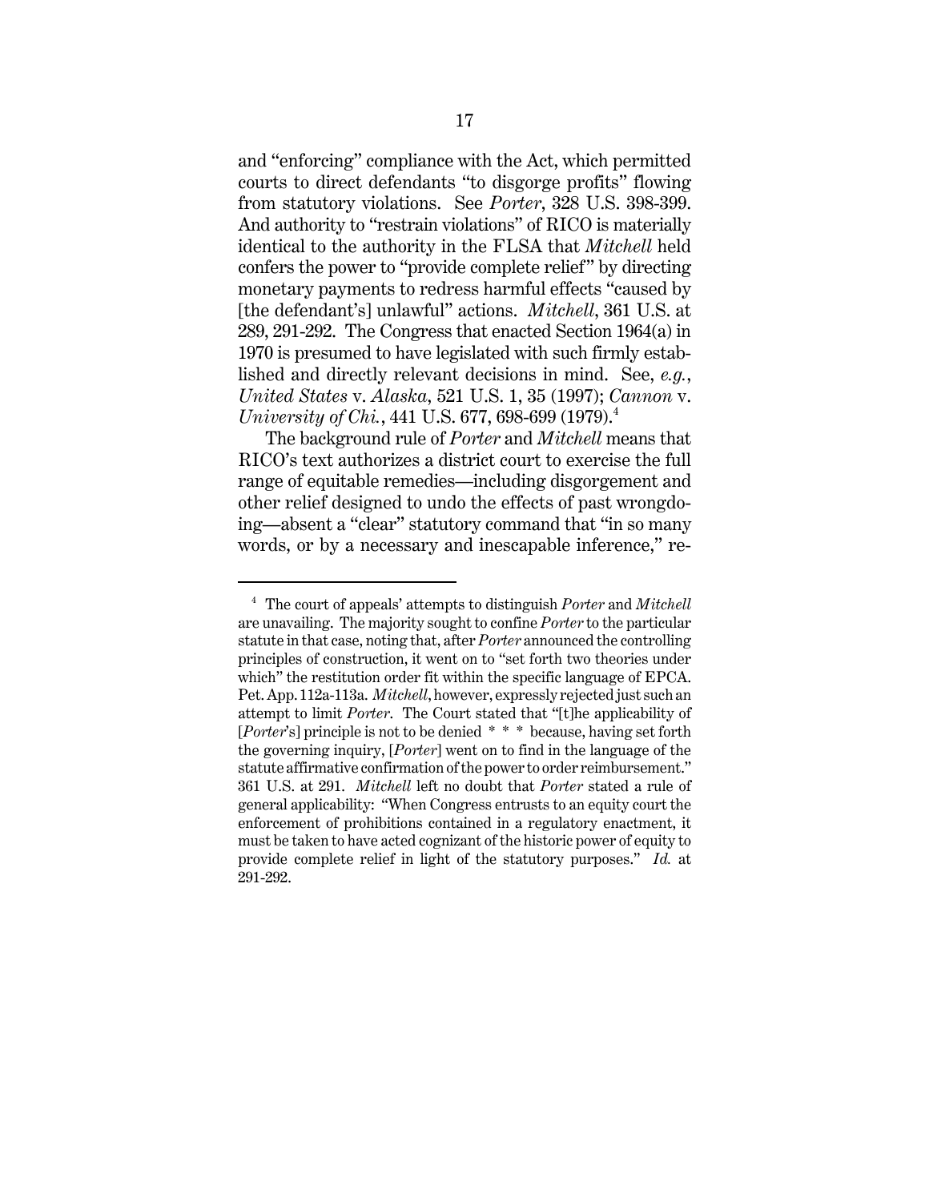and "enforcing" compliance with the Act, which permitted courts to direct defendants "to disgorge profits" flowing from statutory violations. See *Porter*, 328 U.S. 398-399. And authority to "restrain violations" of RICO is materially identical to the authority in the FLSA that *Mitchell* held confers the power to "provide complete relief" by directing monetary payments to redress harmful effects "caused by [the defendant's] unlawful" actions. *Mitchell*, 361 U.S. at 289, 291-292. The Congress that enacted Section 1964(a) in 1970 is presumed to have legislated with such firmly established and directly relevant decisions in mind. See, *e.g.*, *United States* v. *Alaska*, 521 U.S. 1, 35 (1997); *Cannon* v. *University of Chi.*, 441 U.S. 677, 698-699 (1979).[4]

The background rule of *Porter* and *Mitchell* means that RICO's text authorizes a district court to exercise the full range of equitable remedies—including disgorgement and other relief designed to undo the effects of past wrongdoing—absent a "clear" statutory command that "in so many words, or by a necessary and inescapable inference," re-

---

[4] The court of appeals' attempts to distinguish *Porter* and *Mitchell* are unavailing. The majority sought to confine *Porter* to the particular statute in that case, noting that, after *Porter* announced the controlling principles of construction, it went on to "set forth two theories under which" the restitution order fit within the specific language of EPCA. Pet. App. 112a-113a. *Mitchell*, however, expressly rejected just such an attempt to limit *Porter*. The Court stated that "[t]he applicability of [*Porter*'s] principle is not to be denied * * * because, having set forth the governing inquiry, [*Porter*] went on to find in the language of the statute affirmative confirmation of the power to order reimbursement." 361 U.S. at 291. *Mitchell* left no doubt that *Porter* stated a rule of general applicability: "When Congress entrusts to an equity court the enforcement of prohibitions contained in a regulatory enactment, it must be taken to have acted cognizant of the historic power of equity to provide complete relief in light of the statutory purposes." *Id.* at 291-292.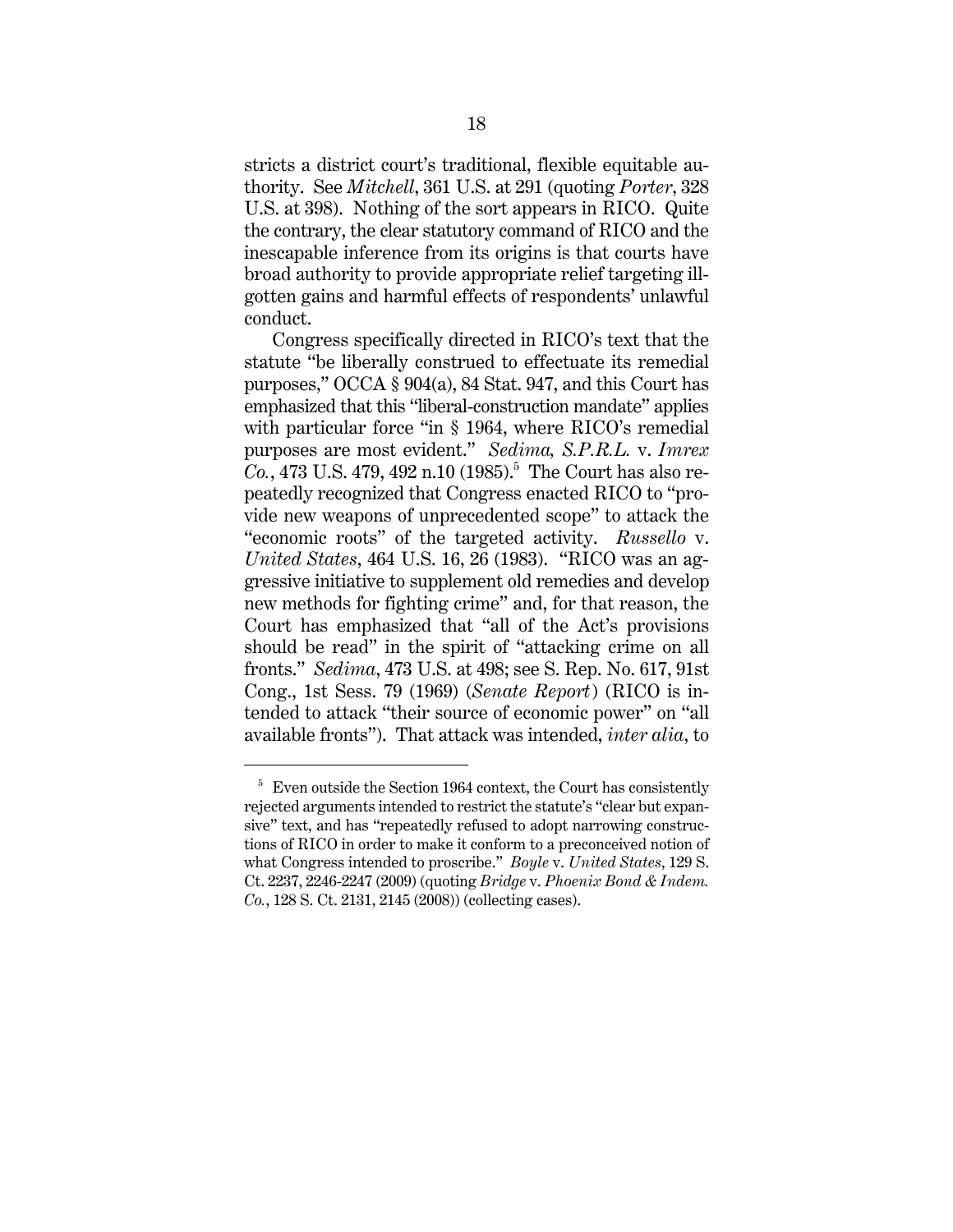stricts a district court's traditional, flexible equitable authority. See *Mitchell*, 361 U.S. at 291 (quoting *Porter*, 328 U.S. at 398). Nothing of the sort appears in RICO. Quite the contrary, the clear statutory command of RICO and the inescapable inference from its origins is that courts have broad authority to provide appropriate relief targeting ill-gotten gains and harmful effects of respondents' unlawful conduct.

Congress specifically directed in RICO's text that the statute "be liberally construed to effectuate its remedial purposes," OCCA § 904(a), 84 Stat. 947, and this Court has emphasized that this "liberal-construction mandate" applies with particular force "in § 1964, where RICO's remedial purposes are most evident." *Sedima, S.P.R.L.* v. *Imrex Co.*, 473 U.S. 479, 492 n.10 (1985).[5] The Court has also repeatedly recognized that Congress enacted RICO to "provide new weapons of unprecedented scope" to attack the "economic roots" of the targeted activity. *Russello* v. *United States*, 464 U.S. 16, 26 (1983). "RICO was an aggressive initiative to supplement old remedies and develop new methods for fighting crime" and, for that reason, the Court has emphasized that "all of the Act's provisions should be read" in the spirit of "attacking crime on all fronts." *Sedima*, 473 U.S. at 498; see S. Rep. No. 617, 91st Cong., 1st Sess. 79 (1969) (*Senate Report*) (RICO is intended to attack "their source of economic power" on "all available fronts"). That attack was intended, *inter alia*, to

[5] Even outside the Section 1964 context, the Court has consistently rejected arguments intended to restrict the statute's "clear but expansive" text, and has "repeatedly refused to adopt narrowing constructions of RICO in order to make it conform to a preconceived notion of what Congress intended to proscribe." *Boyle* v. *United States*, 129 S. Ct. 2237, 2246-2247 (2009) (quoting *Bridge* v. *Phoenix Bond & Indem. Co.*, 128 S. Ct. 2131, 2145 (2008)) (collecting cases).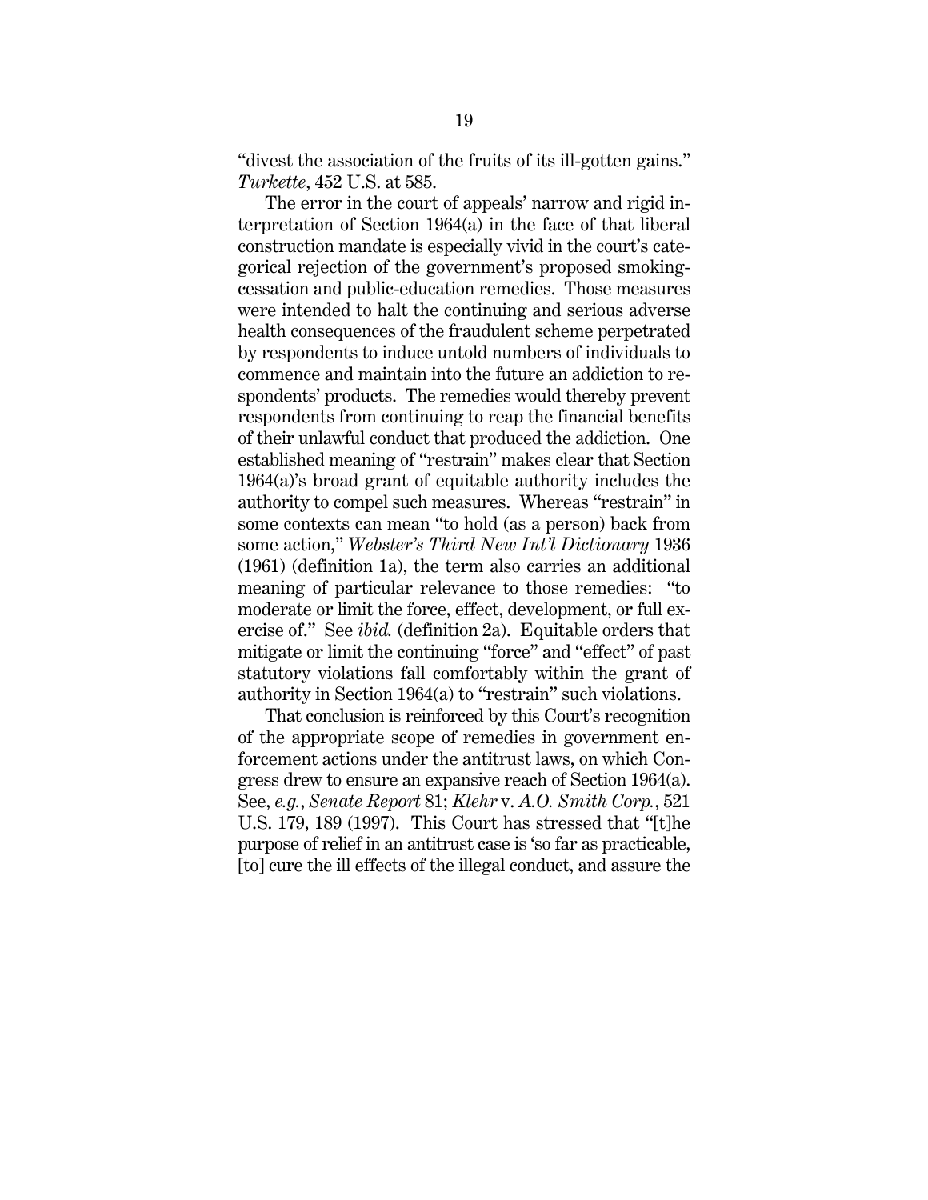"divest the association of the fruits of its ill-gotten gains." *Turkette*, 452 U.S. at 585.

The error in the court of appeals' narrow and rigid interpretation of Section 1964(a) in the face of that liberal construction mandate is especially vivid in the court's categorical rejection of the government's proposed smoking-cessation and public-education remedies. Those measures were intended to halt the continuing and serious adverse health consequences of the fraudulent scheme perpetrated by respondents to induce untold numbers of individuals to commence and maintain into the future an addiction to respondents' products. The remedies would thereby prevent respondents from continuing to reap the financial benefits of their unlawful conduct that produced the addiction. One established meaning of "restrain" makes clear that Section 1964(a)'s broad grant of equitable authority includes the authority to compel such measures. Whereas "restrain" in some contexts can mean "to hold (as a person) back from some action," *Webster's Third New Int'l Dictionary* 1936 (1961) (definition 1a), the term also carries an additional meaning of particular relevance to those remedies: "to moderate or limit the force, effect, development, or full exercise of." See *ibid.* (definition 2a). Equitable orders that mitigate or limit the continuing "force" and "effect" of past statutory violations fall comfortably within the grant of authority in Section 1964(a) to "restrain" such violations.

That conclusion is reinforced by this Court's recognition of the appropriate scope of remedies in government enforcement actions under the antitrust laws, on which Congress drew to ensure an expansive reach of Section 1964(a). See, *e.g.*, *Senate Report* 81; *Klehr* v. *A.O. Smith Corp.*, 521 U.S. 179, 189 (1997). This Court has stressed that "[t]he purpose of relief in an antitrust case is 'so far as practicable, [to] cure the ill effects of the illegal conduct, and assure the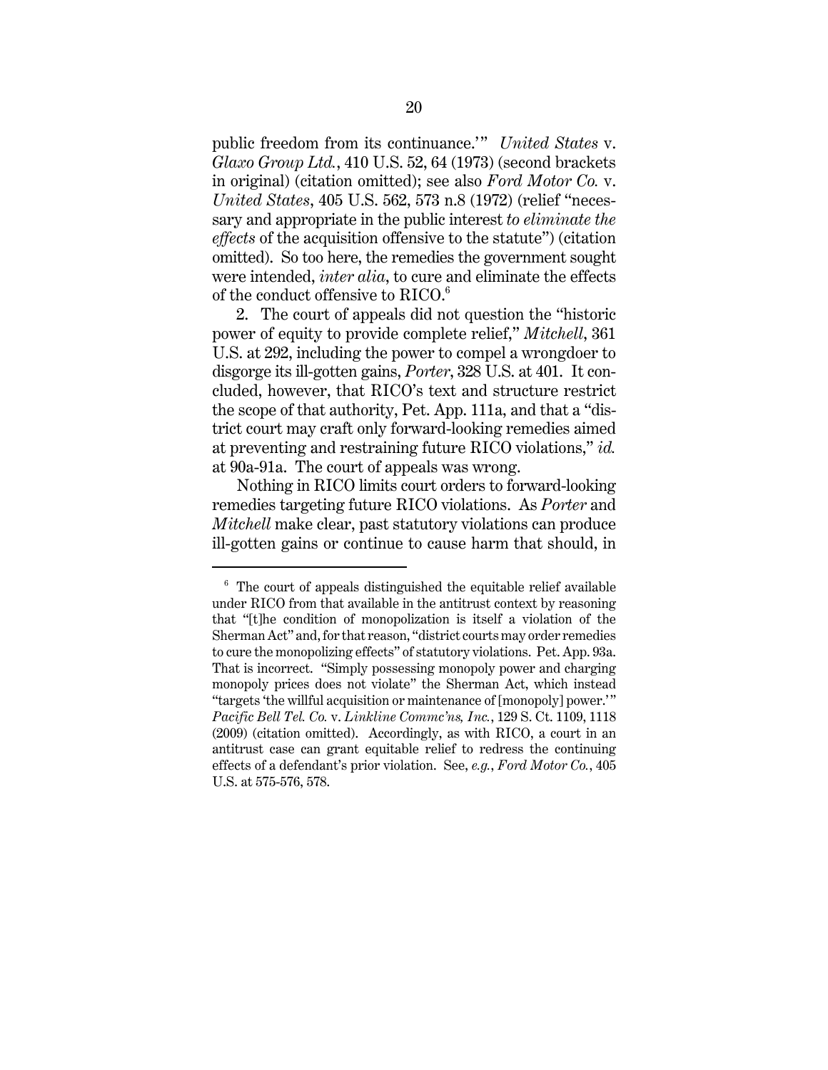public freedom from its continuance.'" *United States* v. *Glaxo Group Ltd.*, 410 U.S. 52, 64 (1973) (second brackets in original) (citation omitted); see also *Ford Motor Co.* v. *United States*, 405 U.S. 562, 573 n.8 (1972) (relief "necessary and appropriate in the public interest *to eliminate the effects* of the acquisition offensive to the statute") (citation omitted). So too here, the remedies the government sought were intended, *inter alia*, to cure and eliminate the effects of the conduct offensive to RICO.[6]

2. The court of appeals did not question the "historic power of equity to provide complete relief," *Mitchell*, 361 U.S. at 292, including the power to compel a wrongdoer to disgorge its ill-gotten gains, *Porter*, 328 U.S. at 401. It concluded, however, that RICO's text and structure restrict the scope of that authority, Pet. App. 111a, and that a "district court may craft only forward-looking remedies aimed at preventing and restraining future RICO violations," *id.* at 90a-91a. The court of appeals was wrong.

Nothing in RICO limits court orders to forward-looking remedies targeting future RICO violations. As *Porter* and *Mitchell* make clear, past statutory violations can produce ill-gotten gains or continue to cause harm that should, in

---

[6] The court of appeals distinguished the equitable relief available under RICO from that available in the antitrust context by reasoning that "[t]he condition of monopolization is itself a violation of the Sherman Act" and, for that reason, "district courts may order remedies to cure the monopolizing effects" of statutory violations. Pet. App. 93a. That is incorrect. "Simply possessing monopoly power and charging monopoly prices does not violate" the Sherman Act, which instead "targets 'the willful acquisition or maintenance of [monopoly] power.'" *Pacific Bell Tel. Co.* v. *Linkline Commc'ns, Inc.*, 129 S. Ct. 1109, 1118 (2009) (citation omitted). Accordingly, as with RICO, a court in an antitrust case can grant equitable relief to redress the continuing effects of a defendant's prior violation. See, *e.g.*, *Ford Motor Co.*, 405 U.S. at 575-576, 578.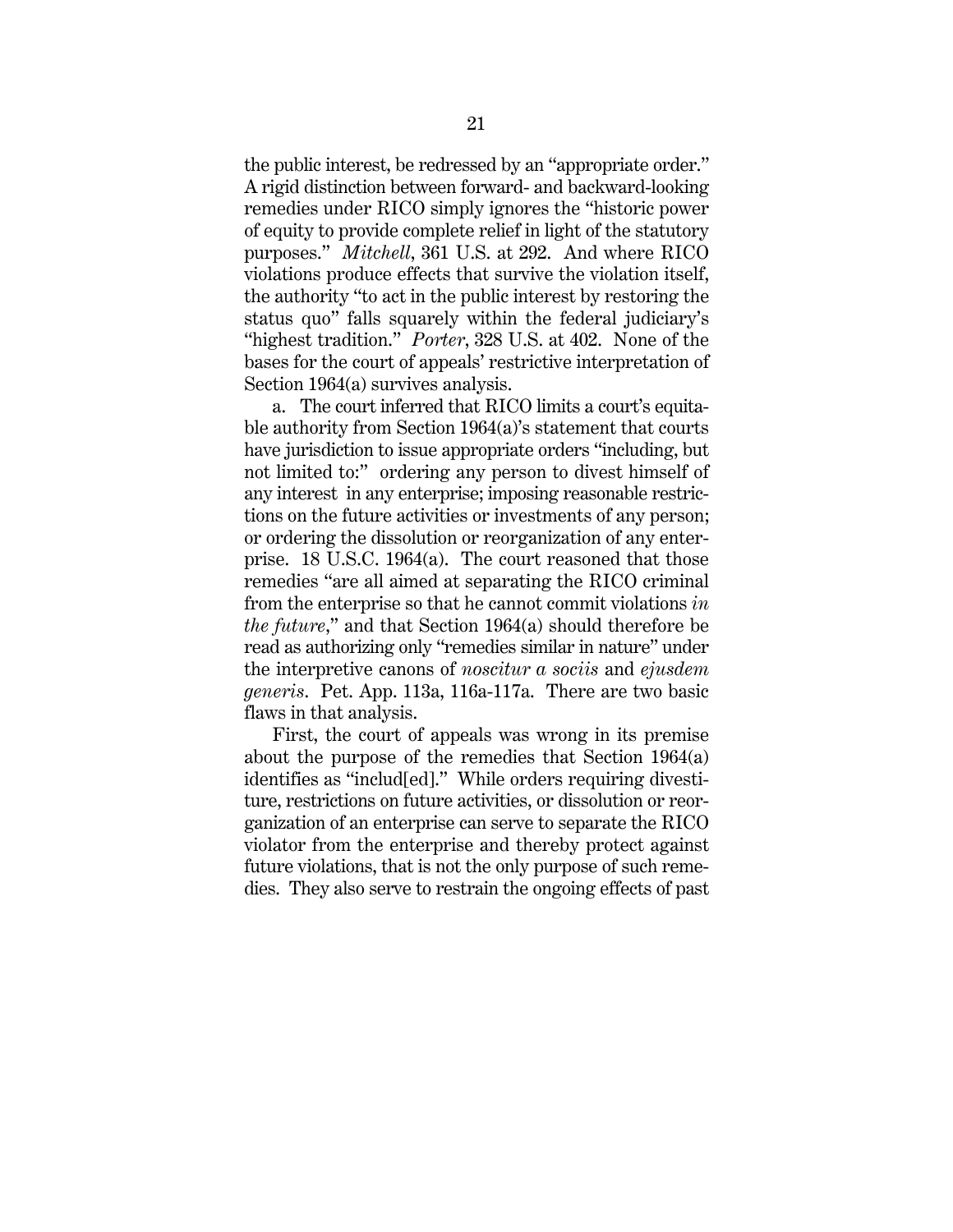the public interest, be redressed by an "appropriate order." A rigid distinction between forward- and backward-looking remedies under RICO simply ignores the "historic power of equity to provide complete relief in light of the statutory purposes." *Mitchell*, 361 U.S. at 292. And where RICO violations produce effects that survive the violation itself, the authority "to act in the public interest by restoring the status quo" falls squarely within the federal judiciary's "highest tradition." *Porter*, 328 U.S. at 402. None of the bases for the court of appeals' restrictive interpretation of Section 1964(a) survives analysis.

a. The court inferred that RICO limits a court's equitable authority from Section 1964(a)'s statement that courts have jurisdiction to issue appropriate orders "including, but not limited to:" ordering any person to divest himself of any interest in any enterprise; imposing reasonable restrictions on the future activities or investments of any person; or ordering the dissolution or reorganization of any enterprise. 18 U.S.C. 1964(a). The court reasoned that those remedies "are all aimed at separating the RICO criminal from the enterprise so that he cannot commit violations *in the future*," and that Section 1964(a) should therefore be read as authorizing only "remedies similar in nature" under the interpretive canons of *noscitur a sociis* and *ejusdem generis*. Pet. App. 113a, 116a-117a. There are two basic flaws in that analysis.

First, the court of appeals was wrong in its premise about the purpose of the remedies that Section 1964(a) identifies as "includ[ed]." While orders requiring divestiture, restrictions on future activities, or dissolution or reorganization of an enterprise can serve to separate the RICO violator from the enterprise and thereby protect against future violations, that is not the only purpose of such remedies. They also serve to restrain the ongoing effects of past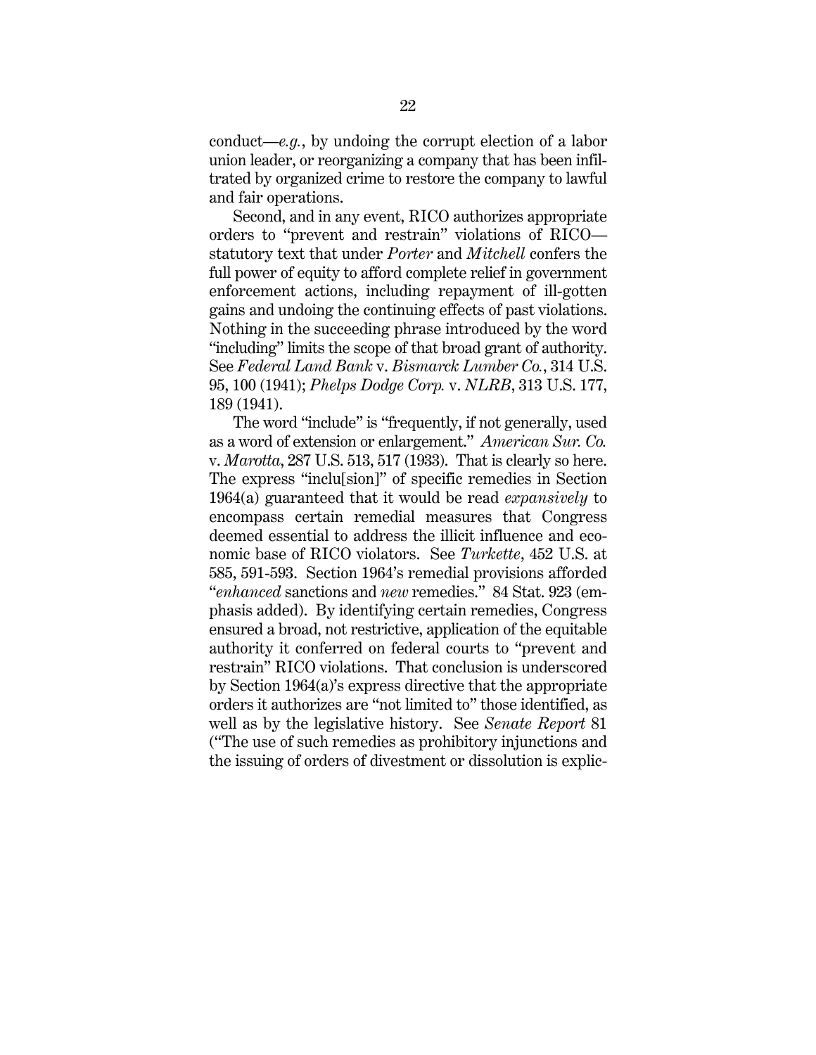conduct—*e.g.*, by undoing the corrupt election of a labor union leader, or reorganizing a company that has been infiltrated by organized crime to restore the company to lawful and fair operations.

Second, and in any event, RICO authorizes appropriate orders to "prevent and restrain" violations of RICO—statutory text that under *Porter* and *Mitchell* confers the full power of equity to afford complete relief in government enforcement actions, including repayment of ill-gotten gains and undoing the continuing effects of past violations. Nothing in the succeeding phrase introduced by the word "including" limits the scope of that broad grant of authority. See *Federal Land Bank* v. *Bismarck Lumber Co.*, 314 U.S. 95, 100 (1941); *Phelps Dodge Corp.* v. *NLRB*, 313 U.S. 177, 189 (1941).

The word "include" is "frequently, if not generally, used as a word of extension or enlargement." *American Sur. Co.* v. *Marotta*, 287 U.S. 513, 517 (1933). That is clearly so here. The express "inclu[sion]" of specific remedies in Section 1964(a) guaranteed that it would be read *expansively* to encompass certain remedial measures that Congress deemed essential to address the illicit influence and economic base of RICO violators. See *Turkette*, 452 U.S. at 585, 591-593. Section 1964's remedial provisions afforded "*enhanced* sanctions and *new* remedies." 84 Stat. 923 (emphasis added). By identifying certain remedies, Congress ensured a broad, not restrictive, application of the equitable authority it conferred on federal courts to "prevent and restrain" RICO violations. That conclusion is underscored by Section 1964(a)'s express directive that the appropriate orders it authorizes are "not limited to" those identified, as well as by the legislative history. See *Senate Report* 81 ("The use of such remedies as prohibitory injunctions and the issuing of orders of divestment or dissolution is explic-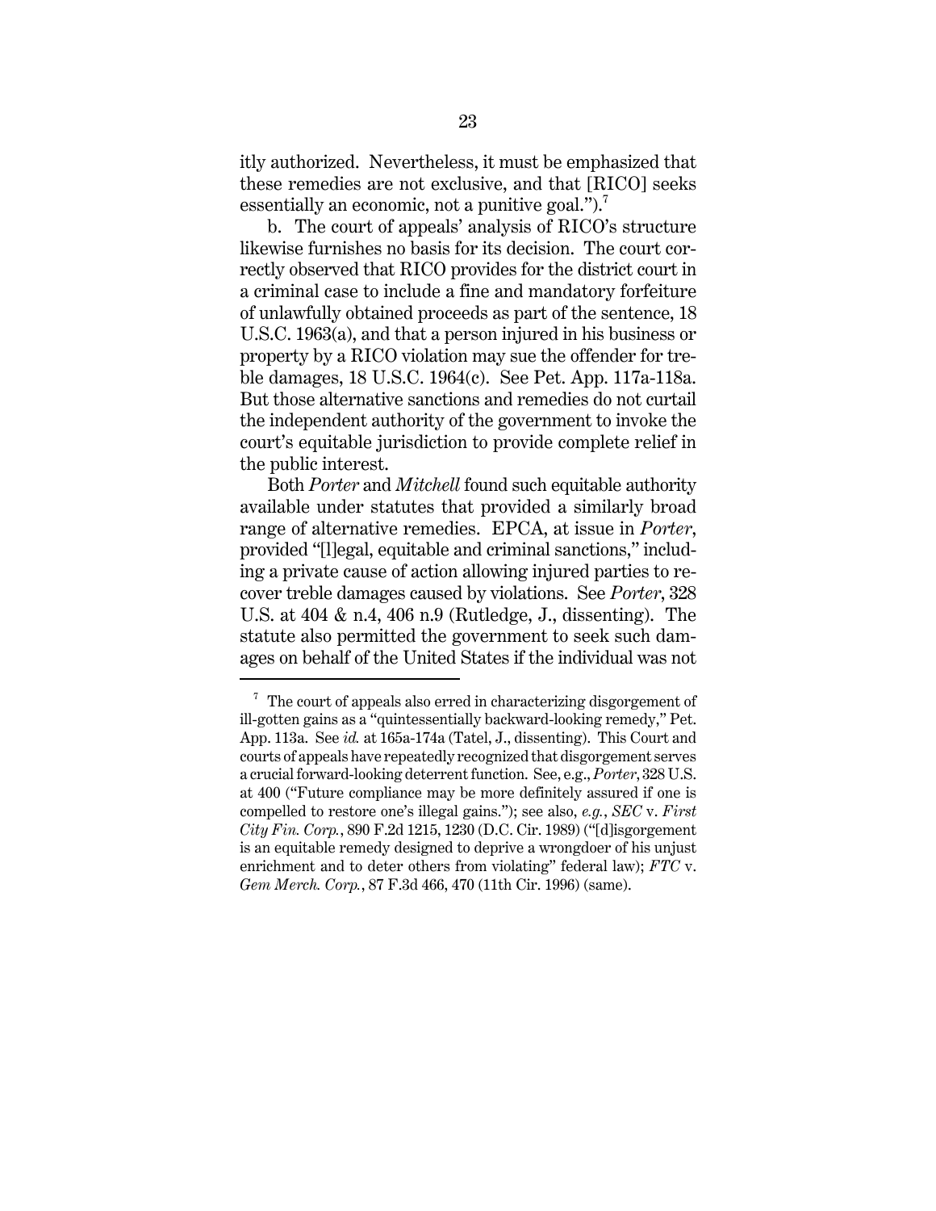itly authorized. Nevertheless, it must be emphasized that these remedies are not exclusive, and that [RICO] seeks essentially an economic, not a punitive goal.").[7]

b. The court of appeals' analysis of RICO's structure likewise furnishes no basis for its decision. The court correctly observed that RICO provides for the district court in a criminal case to include a fine and mandatory forfeiture of unlawfully obtained proceeds as part of the sentence, 18 U.S.C. 1963(a), and that a person injured in his business or property by a RICO violation may sue the offender for treble damages, 18 U.S.C. 1964(c). See Pet. App. 117a-118a. But those alternative sanctions and remedies do not curtail the independent authority of the government to invoke the court's equitable jurisdiction to provide complete relief in the public interest.

Both *Porter* and *Mitchell* found such equitable authority available under statutes that provided a similarly broad range of alternative remedies. EPCA, at issue in *Porter*, provided "[l]egal, equitable and criminal sanctions," including a private cause of action allowing injured parties to recover treble damages caused by violations. See *Porter*, 328 U.S. at 404 & n.4, 406 n.9 (Rutledge, J., dissenting). The statute also permitted the government to seek such damages on behalf of the United States if the individual was not

---

[7] The court of appeals also erred in characterizing disgorgement of ill-gotten gains as a "quintessentially backward-looking remedy," Pet. App. 113a. See *id.* at 165a-174a (Tatel, J., dissenting). This Court and courts of appeals have repeatedly recognized that disgorgement serves a crucial forward-looking deterrent function. See, e.g., *Porter*, 328 U.S. at 400 ("Future compliance may be more definitely assured if one is compelled to restore one's illegal gains."); see also, *e.g.*, *SEC* v. *First City Fin. Corp.*, 890 F.2d 1215, 1230 (D.C. Cir. 1989) ("[d]isgorgement is an equitable remedy designed to deprive a wrongdoer of his unjust enrichment and to deter others from violating" federal law); *FTC* v. *Gem Merch. Corp.*, 87 F.3d 466, 470 (11th Cir. 1996) (same).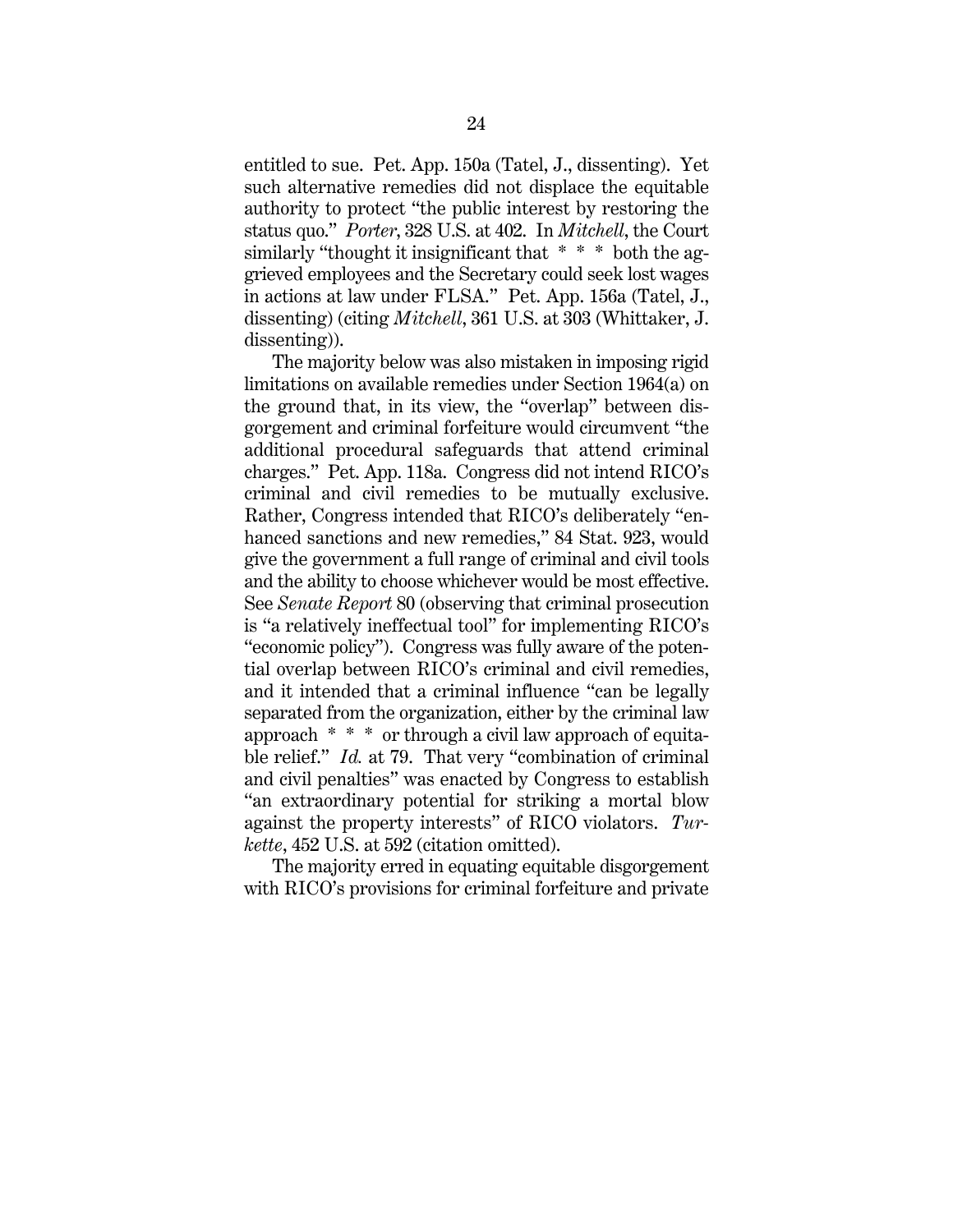entitled to sue. Pet. App. 150a (Tatel, J., dissenting). Yet such alternative remedies did not displace the equitable authority to protect "the public interest by restoring the status quo." *Porter*, 328 U.S. at 402. In *Mitchell*, the Court similarly "thought it insignificant that * * * both the aggrieved employees and the Secretary could seek lost wages in actions at law under FLSA." Pet. App. 156a (Tatel, J., dissenting) (citing *Mitchell*, 361 U.S. at 303 (Whittaker, J. dissenting)).

The majority below was also mistaken in imposing rigid limitations on available remedies under Section 1964(a) on the ground that, in its view, the "overlap" between disgorgement and criminal forfeiture would circumvent "the additional procedural safeguards that attend criminal charges." Pet. App. 118a. Congress did not intend RICO's criminal and civil remedies to be mutually exclusive. Rather, Congress intended that RICO's deliberately "enhanced sanctions and new remedies," 84 Stat. 923, would give the government a full range of criminal and civil tools and the ability to choose whichever would be most effective. See *Senate Report* 80 (observing that criminal prosecution is "a relatively ineffectual tool" for implementing RICO's "economic policy"). Congress was fully aware of the potential overlap between RICO's criminal and civil remedies, and it intended that a criminal influence "can be legally separated from the organization, either by the criminal law approach * * * or through a civil law approach of equitable relief." *Id.* at 79. That very "combination of criminal and civil penalties" was enacted by Congress to establish "an extraordinary potential for striking a mortal blow against the property interests" of RICO violators. *Turkette*, 452 U.S. at 592 (citation omitted).

The majority erred in equating equitable disgorgement with RICO's provisions for criminal forfeiture and private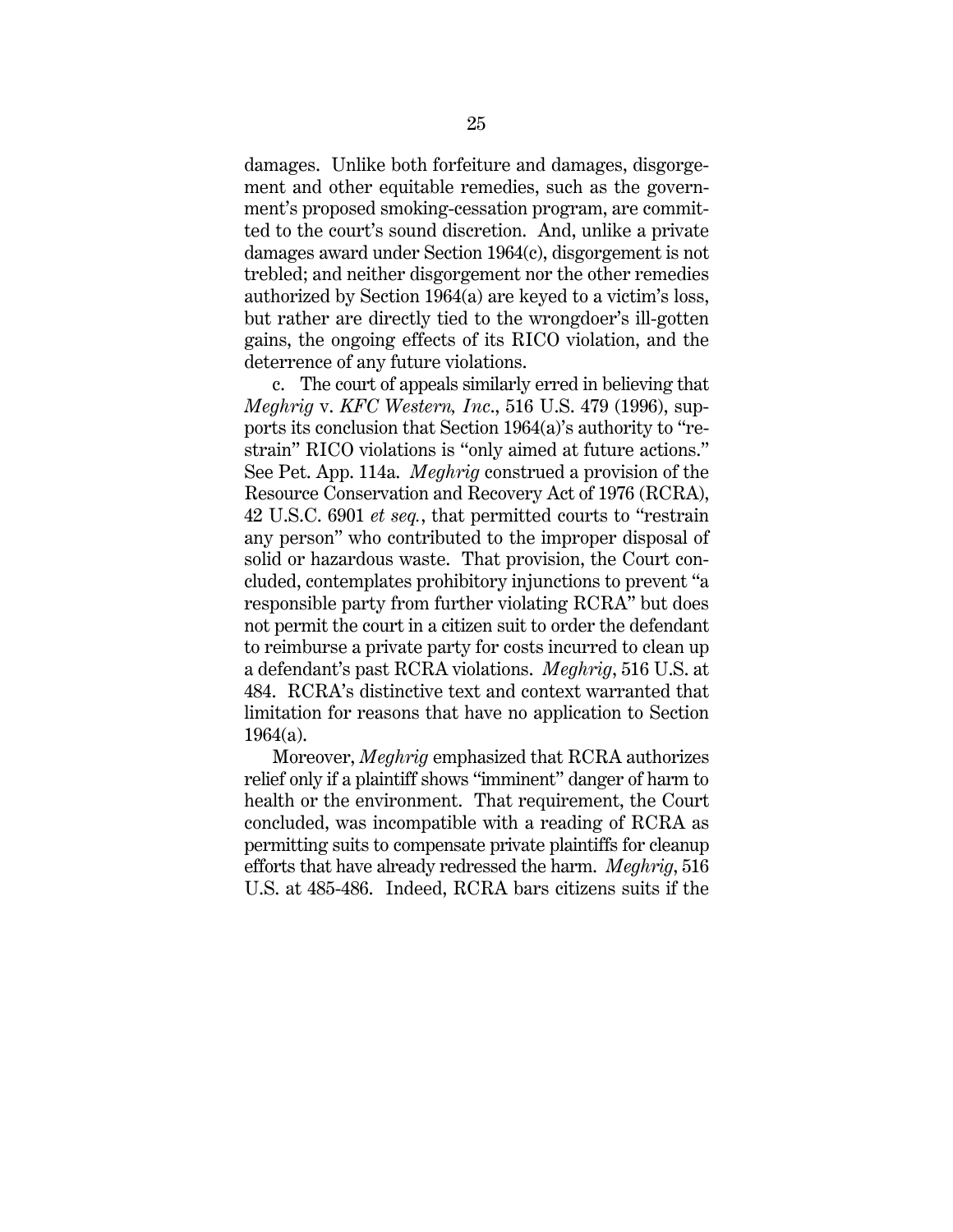damages. Unlike both forfeiture and damages, disgorgement and other equitable remedies, such as the government's proposed smoking-cessation program, are committed to the court's sound discretion. And, unlike a private damages award under Section 1964(c), disgorgement is not trebled; and neither disgorgement nor the other remedies authorized by Section 1964(a) are keyed to a victim's loss, but rather are directly tied to the wrongdoer's ill-gotten gains, the ongoing effects of its RICO violation, and the deterrence of any future violations.

c. The court of appeals similarly erred in believing that *Meghrig* v. *KFC Western, Inc*., 516 U.S. 479 (1996), supports its conclusion that Section 1964(a)'s authority to "restrain" RICO violations is "only aimed at future actions." See Pet. App. 114a. *Meghrig* construed a provision of the Resource Conservation and Recovery Act of 1976 (RCRA), 42 U.S.C. 6901 *et seq.*, that permitted courts to "restrain any person" who contributed to the improper disposal of solid or hazardous waste. That provision, the Court concluded, contemplates prohibitory injunctions to prevent "a responsible party from further violating RCRA" but does not permit the court in a citizen suit to order the defendant to reimburse a private party for costs incurred to clean up a defendant's past RCRA violations. *Meghrig*, 516 U.S. at 484. RCRA's distinctive text and context warranted that limitation for reasons that have no application to Section 1964(a).

Moreover, *Meghrig* emphasized that RCRA authorizes relief only if a plaintiff shows "imminent" danger of harm to health or the environment. That requirement, the Court concluded, was incompatible with a reading of RCRA as permitting suits to compensate private plaintiffs for cleanup efforts that have already redressed the harm. *Meghrig*, 516 U.S. at 485-486. Indeed, RCRA bars citizens suits if the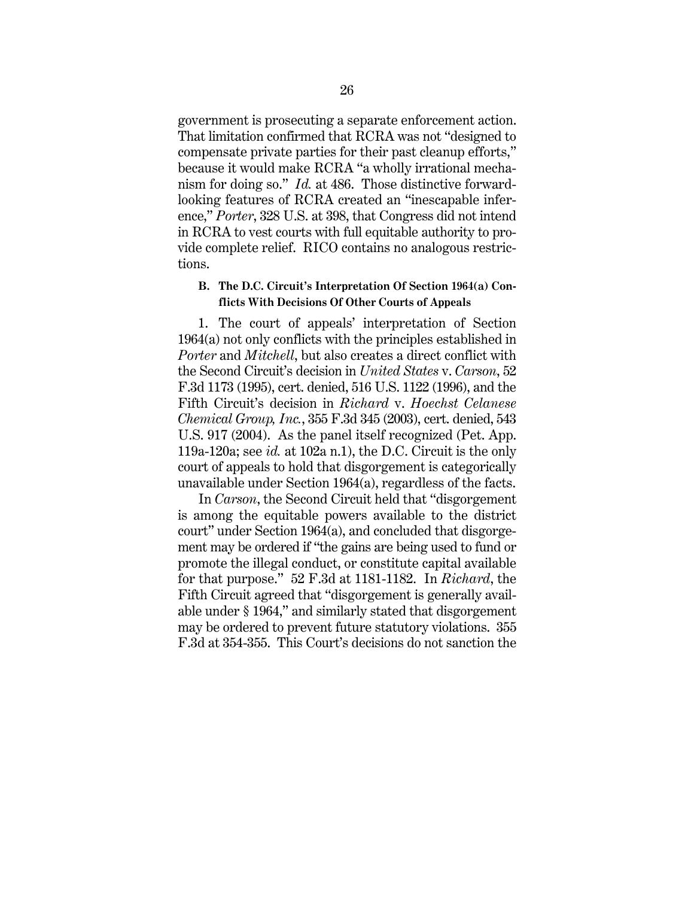government is prosecuting a separate enforcement action. That limitation confirmed that RCRA was not "designed to compensate private parties for their past cleanup efforts," because it would make RCRA "a wholly irrational mechanism for doing so." *Id.* at 486. Those distinctive forward-looking features of RCRA created an "inescapable inference," *Porter*, 328 U.S. at 398, that Congress did not intend in RCRA to vest courts with full equitable authority to provide complete relief. RICO contains no analogous restrictions.

### B. The D.C. Circuit's Interpretation Of Section 1964(a) Conflicts With Decisions Of Other Courts of Appeals

1. The court of appeals' interpretation of Section 1964(a) not only conflicts with the principles established in *Porter* and *Mitchell*, but also creates a direct conflict with the Second Circuit's decision in *United States* v. *Carson*, 52 F.3d 1173 (1995), cert. denied, 516 U.S. 1122 (1996), and the Fifth Circuit's decision in *Richard* v. *Hoechst Celanese Chemical Group, Inc.*, 355 F.3d 345 (2003), cert. denied, 543 U.S. 917 (2004). As the panel itself recognized (Pet. App. 119a-120a; see *id.* at 102a n.1), the D.C. Circuit is the only court of appeals to hold that disgorgement is categorically unavailable under Section 1964(a), regardless of the facts.

In *Carson*, the Second Circuit held that "disgorgement is among the equitable powers available to the district court" under Section 1964(a), and concluded that disgorgement may be ordered if "the gains are being used to fund or promote the illegal conduct, or constitute capital available for that purpose." 52 F.3d at 1181-1182. In *Richard*, the Fifth Circuit agreed that "disgorgement is generally available under § 1964," and similarly stated that disgorgement may be ordered to prevent future statutory violations. 355 F.3d at 354-355. This Court's decisions do not sanction the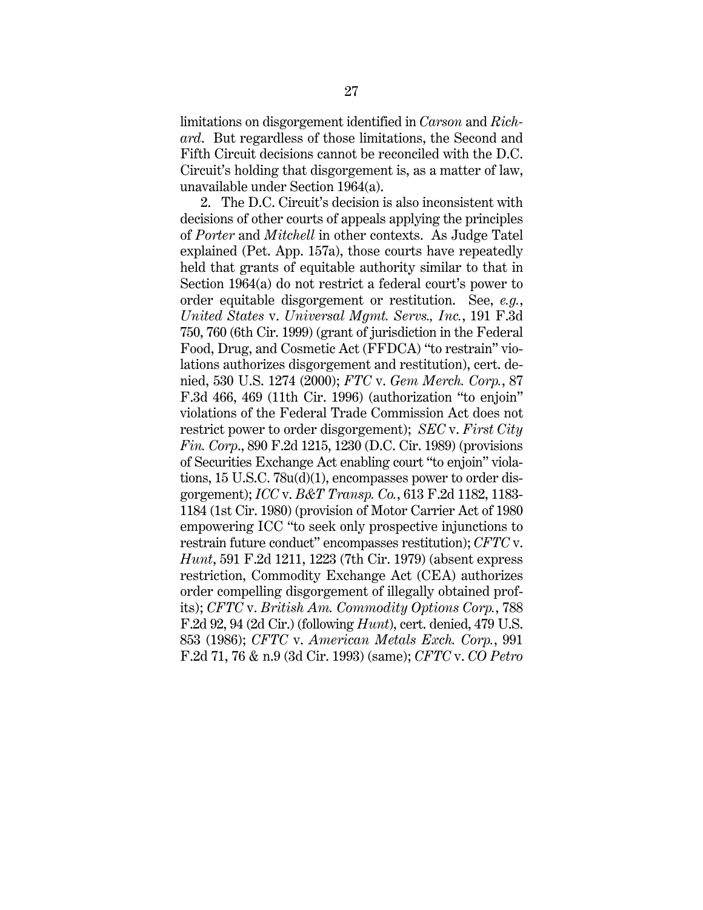limitations on disgorgement identified in *Carson* and *Richard*. But regardless of those limitations, the Second and Fifth Circuit decisions cannot be reconciled with the D.C. Circuit's holding that disgorgement is, as a matter of law, unavailable under Section 1964(a).

2. The D.C. Circuit's decision is also inconsistent with decisions of other courts of appeals applying the principles of *Porter* and *Mitchell* in other contexts. As Judge Tatel explained (Pet. App. 157a), those courts have repeatedly held that grants of equitable authority similar to that in Section 1964(a) do not restrict a federal court's power to order equitable disgorgement or restitution. See, *e.g.*, *United States* v. *Universal Mgmt. Servs., Inc.*, 191 F.3d 750, 760 (6th Cir. 1999) (grant of jurisdiction in the Federal Food, Drug, and Cosmetic Act (FFDCA) "to restrain" violations authorizes disgorgement and restitution), cert. denied, 530 U.S. 1274 (2000); *FTC* v. *Gem Merch. Corp.*, 87 F.3d 466, 469 (11th Cir. 1996) (authorization "to enjoin" violations of the Federal Trade Commission Act does not restrict power to order disgorgement); *SEC* v. *First City Fin. Corp.*, 890 F.2d 1215, 1230 (D.C. Cir. 1989) (provisions of Securities Exchange Act enabling court "to enjoin" violations, 15 U.S.C. 78u(d)(1), encompasses power to order disgorgement); *ICC* v. *B&T Transp. Co.*, 613 F.2d 1182, 1183-1184 (1st Cir. 1980) (provision of Motor Carrier Act of 1980 empowering ICC "to seek only prospective injunctions to restrain future conduct" encompasses restitution); *CFTC* v. *Hunt*, 591 F.2d 1211, 1223 (7th Cir. 1979) (absent express restriction, Commodity Exchange Act (CEA) authorizes order compelling disgorgement of illegally obtained profits); *CFTC* v. *British Am. Commodity Options Corp.*, 788 F.2d 92, 94 (2d Cir.) (following *Hunt*), cert. denied, 479 U.S. 853 (1986); *CFTC* v. *American Metals Exch. Corp.*, 991 F.2d 71, 76 & n.9 (3d Cir. 1993) (same); *CFTC* v. *CO Petro*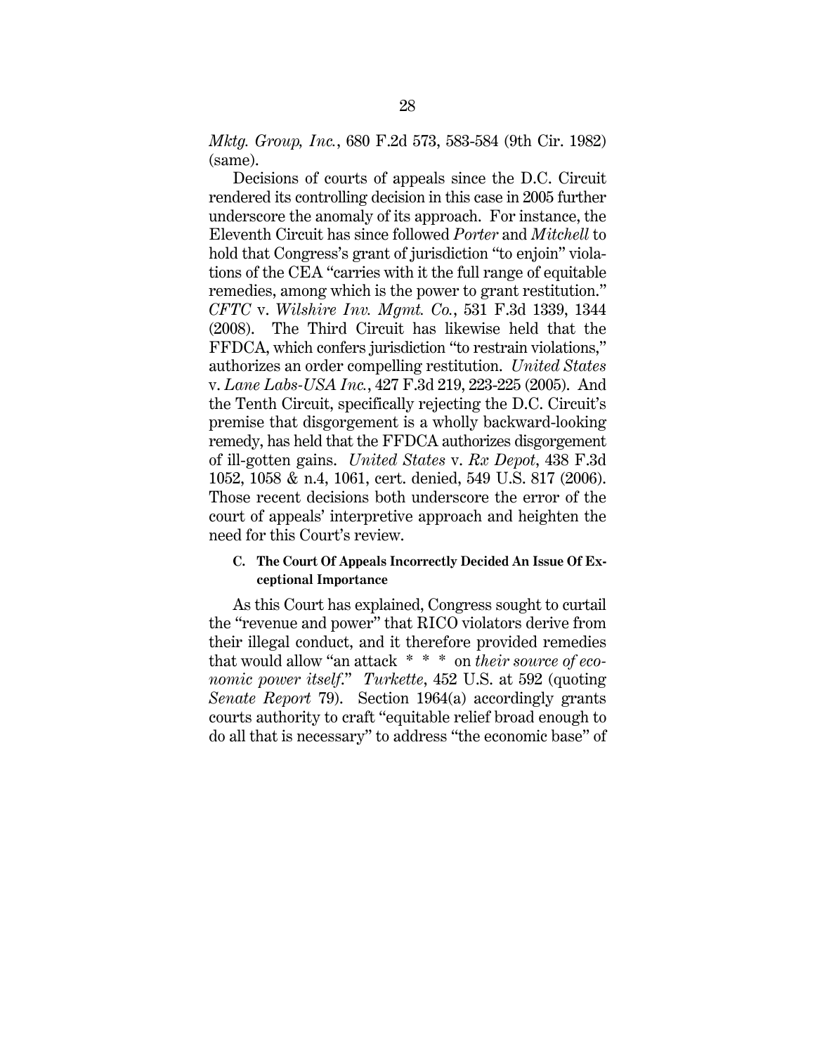*Mktg. Group, Inc.*, 680 F.2d 573, 583-584 (9th Cir. 1982) (same).

Decisions of courts of appeals since the D.C. Circuit rendered its controlling decision in this case in 2005 further underscore the anomaly of its approach. For instance, the Eleventh Circuit has since followed *Porter* and *Mitchell* to hold that Congress's grant of jurisdiction "to enjoin" violations of the CEA "carries with it the full range of equitable remedies, among which is the power to grant restitution." *CFTC* v. *Wilshire Inv. Mgmt. Co.*, 531 F.3d 1339, 1344 (2008). The Third Circuit has likewise held that the FFDCA, which confers jurisdiction "to restrain violations," authorizes an order compelling restitution. *United States* v. *Lane Labs-USA Inc.*, 427 F.3d 219, 223-225 (2005). And the Tenth Circuit, specifically rejecting the D.C. Circuit's premise that disgorgement is a wholly backward-looking remedy, has held that the FFDCA authorizes disgorgement of ill-gotten gains. *United States* v. *Rx Depot*, 438 F.3d 1052, 1058 & n.4, 1061, cert. denied, 549 U.S. 817 (2006). Those recent decisions both underscore the error of the court of appeals' interpretive approach and heighten the need for this Court's review.

### C. The Court Of Appeals Incorrectly Decided An Issue Of Exceptional Importance

As this Court has explained, Congress sought to curtail the "revenue and power" that RICO violators derive from their illegal conduct, and it therefore provided remedies that would allow "an attack * * * on *their source of economic power itself*." *Turkette*, 452 U.S. at 592 (quoting *Senate Report* 79). Section 1964(a) accordingly grants courts authority to craft "equitable relief broad enough to do all that is necessary" to address "the economic base" of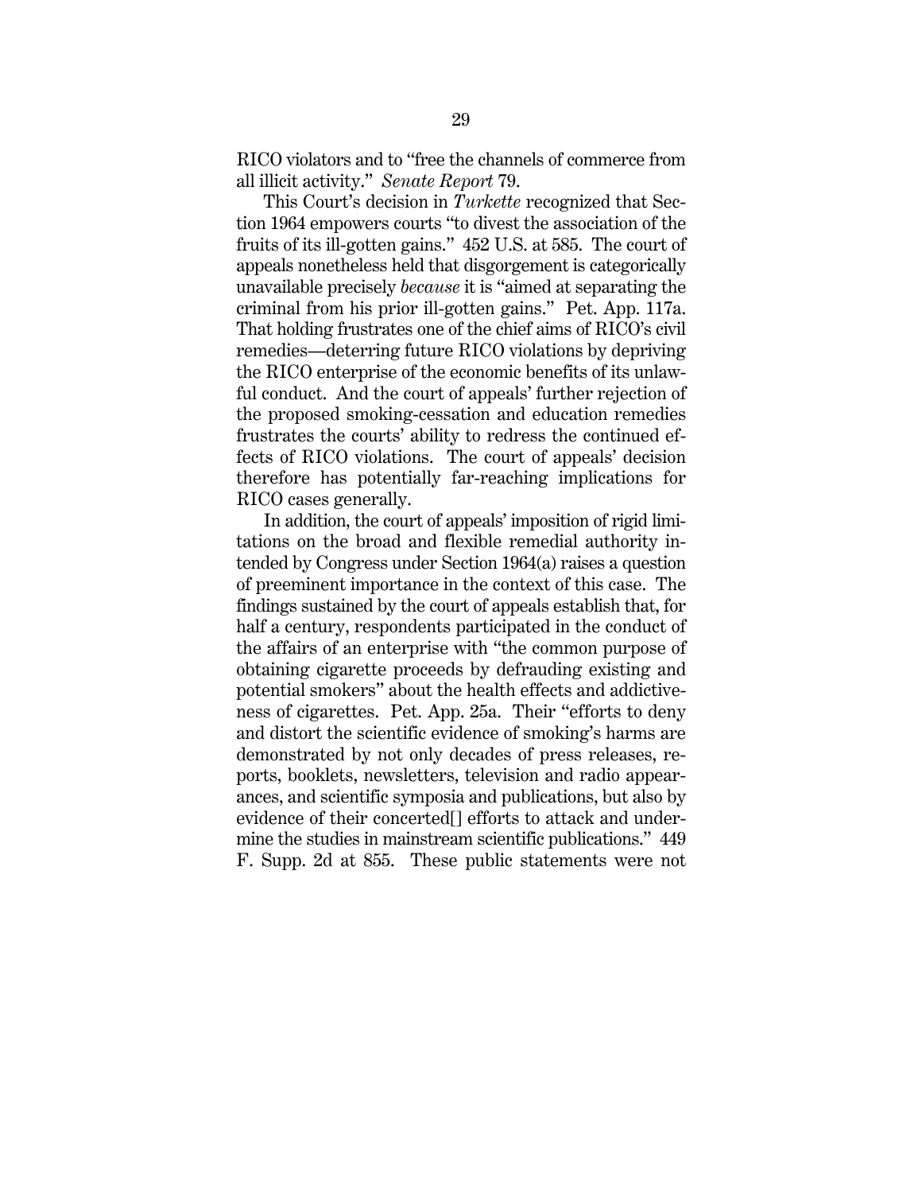RICO violators and to "free the channels of commerce from all illicit activity." *Senate Report* 79.

This Court's decision in *Turkette* recognized that Section 1964 empowers courts "to divest the association of the fruits of its ill-gotten gains." 452 U.S. at 585. The court of appeals nonetheless held that disgorgement is categorically unavailable precisely *because* it is "aimed at separating the criminal from his prior ill-gotten gains." Pet. App. 117a. That holding frustrates one of the chief aims of RICO's civil remedies—deterring future RICO violations by depriving the RICO enterprise of the economic benefits of its unlawful conduct. And the court of appeals' further rejection of the proposed smoking-cessation and education remedies frustrates the courts' ability to redress the continued effects of RICO violations. The court of appeals' decision therefore has potentially far-reaching implications for RICO cases generally.

In addition, the court of appeals' imposition of rigid limitations on the broad and flexible remedial authority intended by Congress under Section 1964(a) raises a question of preeminent importance in the context of this case. The findings sustained by the court of appeals establish that, for half a century, respondents participated in the conduct of the affairs of an enterprise with "the common purpose of obtaining cigarette proceeds by defrauding existing and potential smokers" about the health effects and addictiveness of cigarettes. Pet. App. 25a. Their "efforts to deny and distort the scientific evidence of smoking's harms are demonstrated by not only decades of press releases, reports, booklets, newsletters, television and radio appearances, and scientific symposia and publications, but also by evidence of their concerted[] efforts to attack and undermine the studies in mainstream scientific publications." 449 F. Supp. 2d at 855. These public statements were not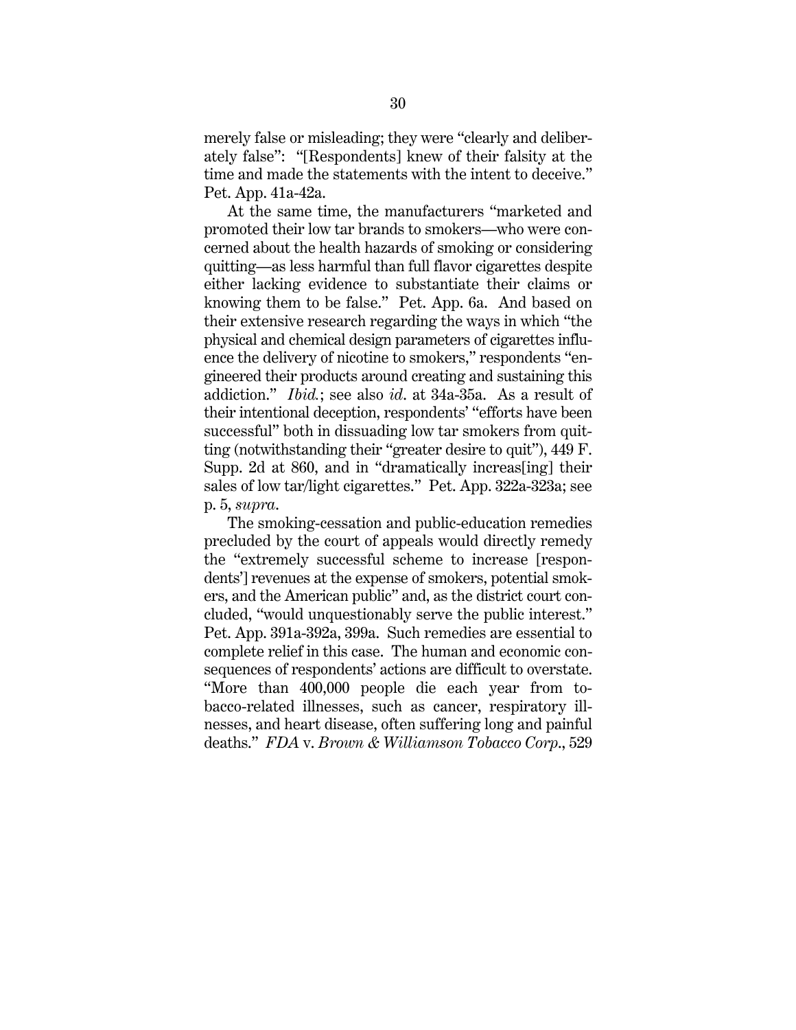merely false or misleading; they were "clearly and deliberately false": "[Respondents] knew of their falsity at the time and made the statements with the intent to deceive." Pet. App. 41a-42a.

At the same time, the manufacturers "marketed and promoted their low tar brands to smokers—who were concerned about the health hazards of smoking or considering quitting—as less harmful than full flavor cigarettes despite either lacking evidence to substantiate their claims or knowing them to be false." Pet. App. 6a. And based on their extensive research regarding the ways in which "the physical and chemical design parameters of cigarettes influence the delivery of nicotine to smokers," respondents "engineered their products around creating and sustaining this addiction." *Ibid.*; see also *id*. at 34a-35a. As a result of their intentional deception, respondents' "efforts have been successful" both in dissuading low tar smokers from quitting (notwithstanding their "greater desire to quit"), 449 F. Supp. 2d at 860, and in "dramatically increas[ing] their sales of low tar/light cigarettes." Pet. App. 322a-323a; see p. 5, *supra*.

The smoking-cessation and public-education remedies precluded by the court of appeals would directly remedy the "extremely successful scheme to increase [respondents'] revenues at the expense of smokers, potential smokers, and the American public" and, as the district court concluded, "would unquestionably serve the public interest." Pet. App. 391a-392a, 399a. Such remedies are essential to complete relief in this case. The human and economic consequences of respondents' actions are difficult to overstate. "More than 400,000 people die each year from tobacco-related illnesses, such as cancer, respiratory illnesses, and heart disease, often suffering long and painful deaths." *FDA* v. *Brown & Williamson Tobacco Corp.*, 529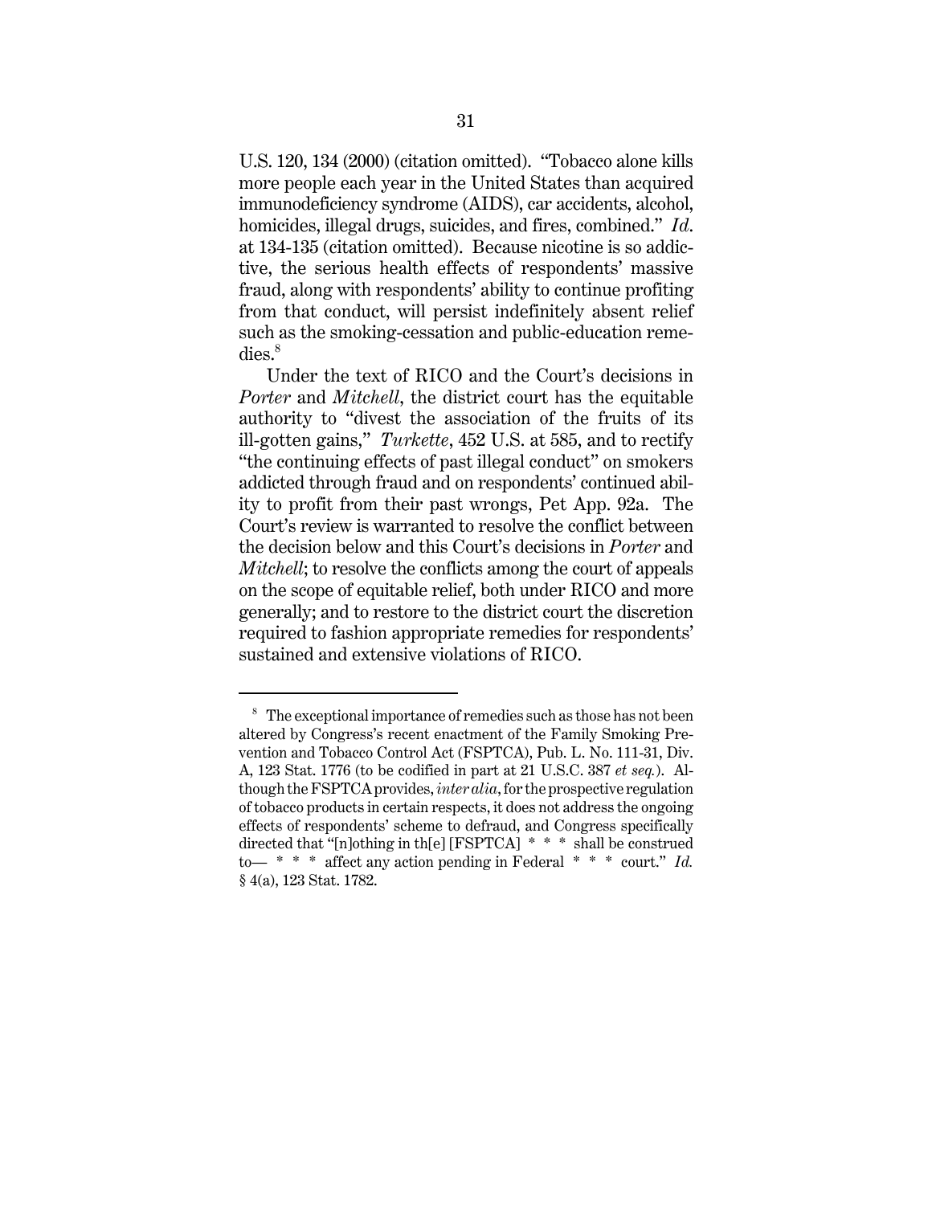U.S. 120, 134 (2000) (citation omitted). "Tobacco alone kills more people each year in the United States than acquired immunodeficiency syndrome (AIDS), car accidents, alcohol, homicides, illegal drugs, suicides, and fires, combined." *Id.* at 134-135 (citation omitted). Because nicotine is so addictive, the serious health effects of respondents' massive fraud, along with respondents' ability to continue profiting from that conduct, will persist indefinitely absent relief such as the smoking-cessation and public-education remedies.[8]

Under the text of RICO and the Court's decisions in *Porter* and *Mitchell*, the district court has the equitable authority to "divest the association of the fruits of its ill-gotten gains," *Turkette*, 452 U.S. at 585, and to rectify "the continuing effects of past illegal conduct" on smokers addicted through fraud and on respondents' continued ability to profit from their past wrongs, Pet App. 92a. The Court's review is warranted to resolve the conflict between the decision below and this Court's decisions in *Porter* and *Mitchell*; to resolve the conflicts among the court of appeals on the scope of equitable relief, both under RICO and more generally; and to restore to the district court the discretion required to fashion appropriate remedies for respondents' sustained and extensive violations of RICO.

---

[8] The exceptional importance of remedies such as those has not been altered by Congress's recent enactment of the Family Smoking Prevention and Tobacco Control Act (FSPTCA), Pub. L. No. 111-31, Div. A, 123 Stat. 1776 (to be codified in part at 21 U.S.C. 387 *et seq.*). Although the FSPTCA provides, *inter alia*, for the prospective regulation of tobacco products in certain respects, it does not address the ongoing effects of respondents' scheme to defraud, and Congress specifically directed that "[n]othing in th[e] [FSPTCA] * * * shall be construed to— * * * affect any action pending in Federal * * * court." *Id.* § 4(a), 123 Stat. 1782.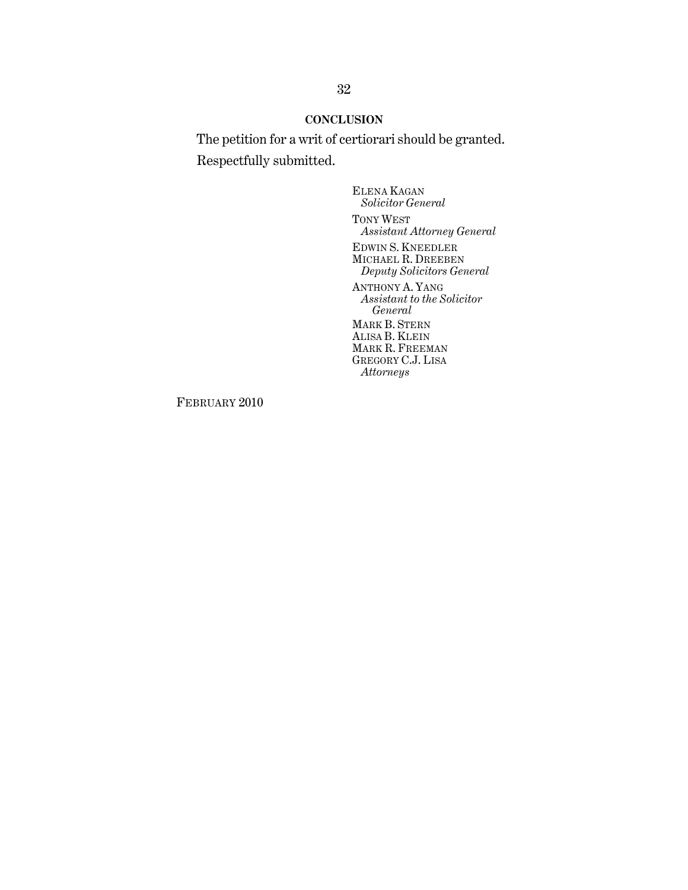## CONCLUSION

The petition for a writ of certiorari should be granted.

Respectfully submitted.

ELENA KAGAN
*Solicitor General*

TONY WEST
*Assistant Attorney General*

EDWIN S. KNEEDLER
MICHAEL R. DREEBEN
*Deputy Solicitors General*

ANTHONY A. YANG
*Assistant to the Solicitor General*

MARK B. STERN
ALISA B. KLEIN
MARK R. FREEMAN
GREGORY C.J. LISA
*Attorneys*

FEBRUARY 2010